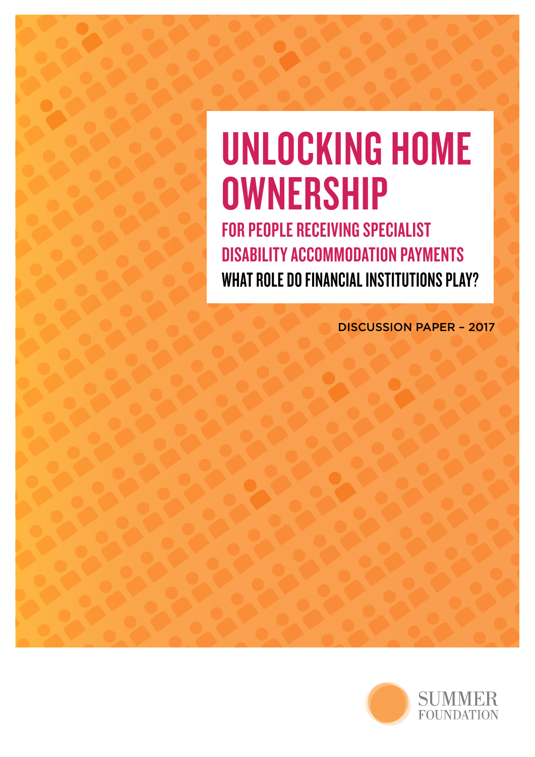# UNLOCKING HOME OWNERSHIP

## FOR PEOPLE RECEIVING SPECIALIST DISABILITY ACCOMMODATION PAYMENTS

### WHAT ROLE DO FINANCIAL INSTITUTIONS PLAY?

DISCUSSION PAPER – 2017

SUMMER FOUNDATION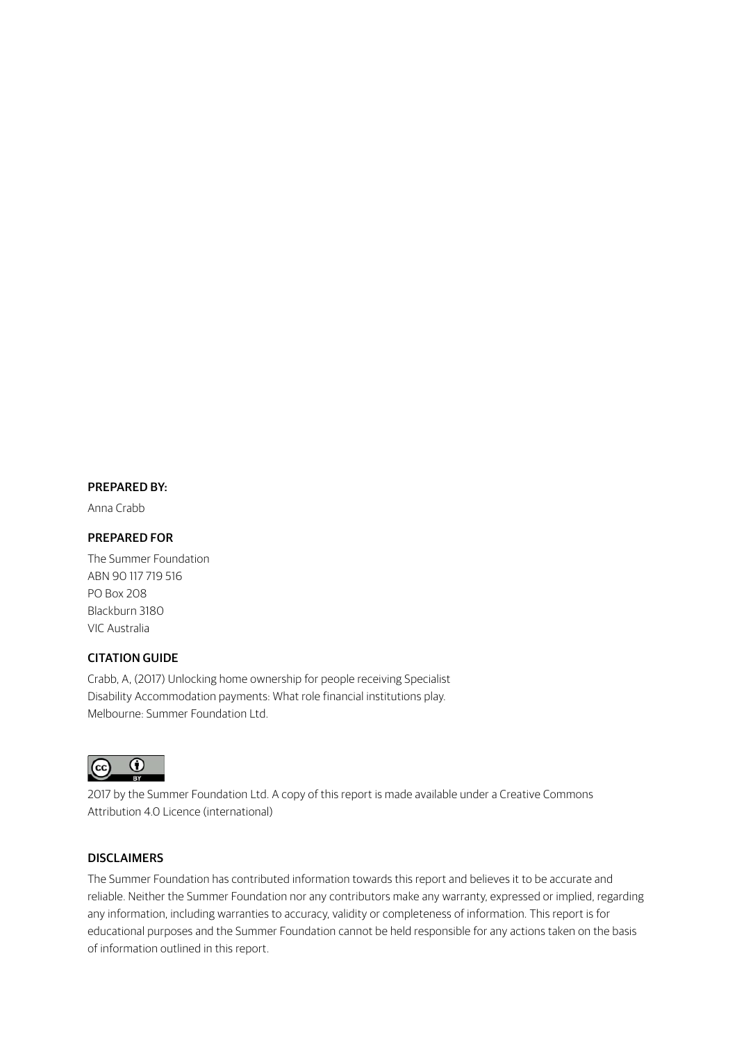#### PREPARED BY:

Anna Crabb

#### PREPARED FOR

The Summer Foundation
ABN 90 117 719 516
PO Box 208
Blackburn 3180
VIC Australia

#### CITATION GUIDE

Crabb, A, (2017) Unlocking home ownership for people receiving Specialist Disability Accommodation payments: What role financial institutions play. Melbourne: Summer Foundation Ltd.

2017 by the Summer Foundation Ltd. A copy of this report is made available under a Creative Commons Attribution 4.0 Licence (international)

#### DISCLAIMERS

The Summer Foundation has contributed information towards this report and believes it to be accurate and reliable. Neither the Summer Foundation nor any contributors make any warranty, expressed or implied, regarding any information, including warranties to accuracy, validity or completeness of information. This report is for educational purposes and the Summer Foundation cannot be held responsible for any actions taken on the basis of information outlined in this report.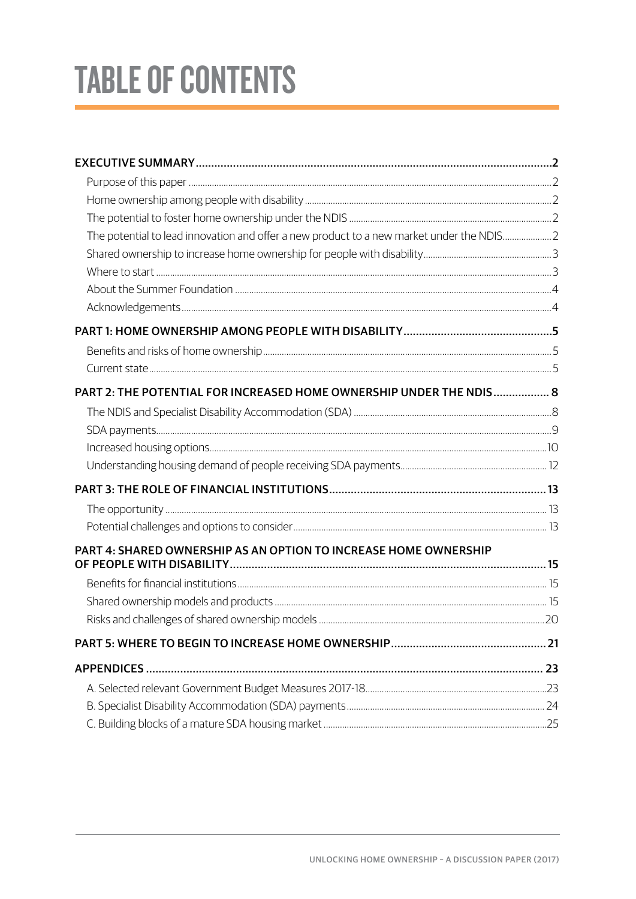# TABLE OF CONTENTS

**EXECUTIVE SUMMARY** ..... **2**

- Purpose of this paper ..... 2
- Home ownership among people with disability ..... 2
- The potential to foster home ownership under the NDIS ..... 2
- The potential to lead innovation and offer a new product to a new market under the NDIS ..... 2
- Shared ownership to increase home ownership for people with disability ..... 3
- Where to start ..... 3
- About the Summer Foundation ..... 4
- Acknowledgements ..... 4

**PART 1: HOME OWNERSHIP AMONG PEOPLE WITH DISABILITY** ..... **5**

- Benefits and risks of home ownership ..... 5
- Current state ..... 5

**PART 2: THE POTENTIAL FOR INCREASED HOME OWNERSHIP UNDER THE NDIS** ..... **8**

- The NDIS and Specialist Disability Accommodation (SDA) ..... 8
- SDA payments ..... 9
- Increased housing options ..... 10
- Understanding housing demand of people receiving SDA payments ..... 12

**PART 3: THE ROLE OF FINANCIAL INSTITUTIONS** ..... **13**

- The opportunity ..... 13
- Potential challenges and options to consider ..... 13

**PART 4: SHARED OWNERSHIP AS AN OPTION TO INCREASE HOME OWNERSHIP OF PEOPLE WITH DISABILITY** ..... **15**

- Benefits for financial institutions ..... 15
- Shared ownership models and products ..... 15
- Risks and challenges of shared ownership models ..... 20

**PART 5: WHERE TO BEGIN TO INCREASE HOME OWNERSHIP** ..... **21**

**APPENDICES** ..... **23**

- A. Selected relevant Government Budget Measures 2017-18 ..... 23
- B. Specialist Disability Accommodation (SDA) payments ..... 24
- C. Building blocks of a mature SDA housing market ..... 25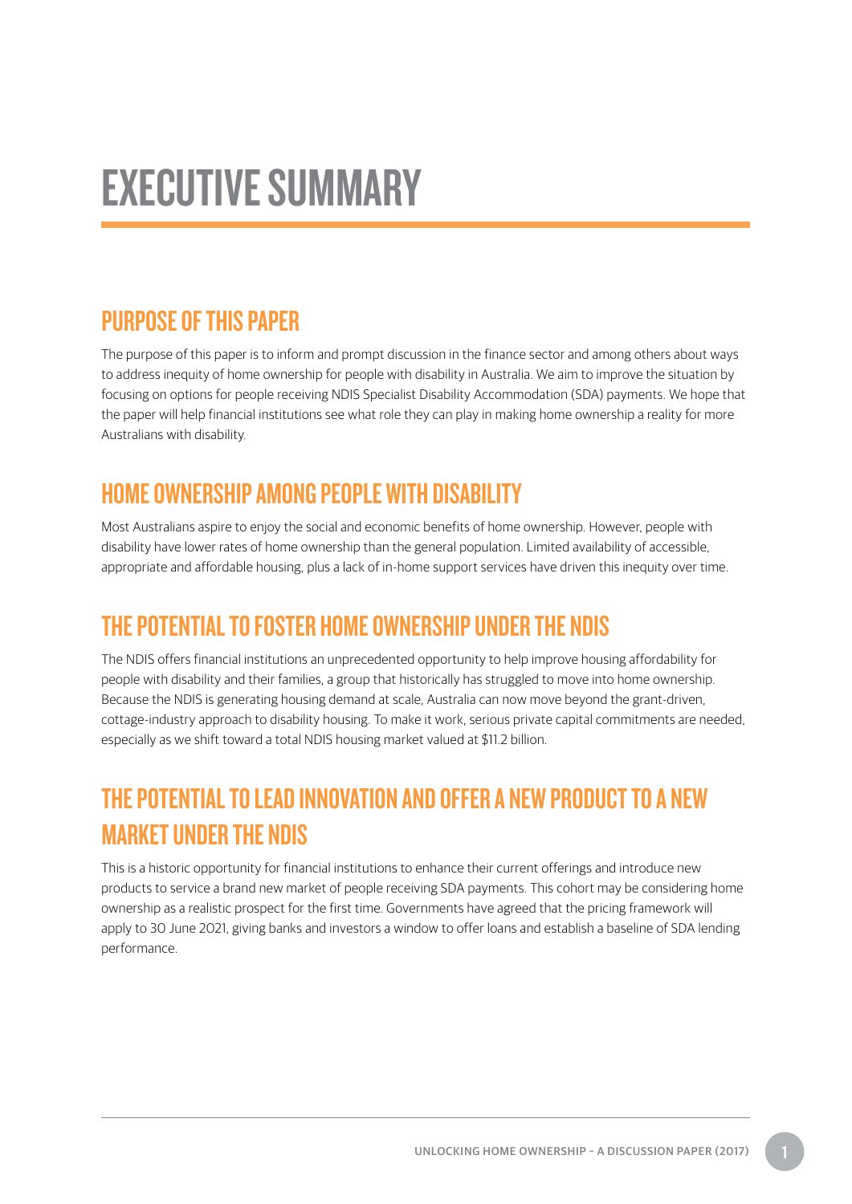# EXECUTIVE SUMMARY

## PURPOSE OF THIS PAPER

The purpose of this paper is to inform and prompt discussion in the finance sector and among others about ways to address inequity of home ownership for people with disability in Australia. We aim to improve the situation by focusing on options for people receiving NDIS Specialist Disability Accommodation (SDA) payments. We hope that the paper will help financial institutions see what role they can play in making home ownership a reality for more Australians with disability.

## HOME OWNERSHIP AMONG PEOPLE WITH DISABILITY

Most Australians aspire to enjoy the social and economic benefits of home ownership. However, people with disability have lower rates of home ownership than the general population. Limited availability of accessible, appropriate and affordable housing, plus a lack of in-home support services have driven this inequity over time.

## THE POTENTIAL TO FOSTER HOME OWNERSHIP UNDER THE NDIS

The NDIS offers financial institutions an unprecedented opportunity to help improve housing affordability for people with disability and their families, a group that historically has struggled to move into home ownership. Because the NDIS is generating housing demand at scale, Australia can now move beyond the grant-driven, cottage-industry approach to disability housing. To make it work, serious private capital commitments are needed, especially as we shift toward a total NDIS housing market valued at $11.2 billion.

## THE POTENTIAL TO LEAD INNOVATION AND OFFER A NEW PRODUCT TO A NEW MARKET UNDER THE NDIS

This is a historic opportunity for financial institutions to enhance their current offerings and introduce new products to service a brand new market of people receiving SDA payments. This cohort may be considering home ownership as a realistic prospect for the first time. Governments have agreed that the pricing framework will apply to 30 June 2021, giving banks and investors a window to offer loans and establish a baseline of SDA lending performance.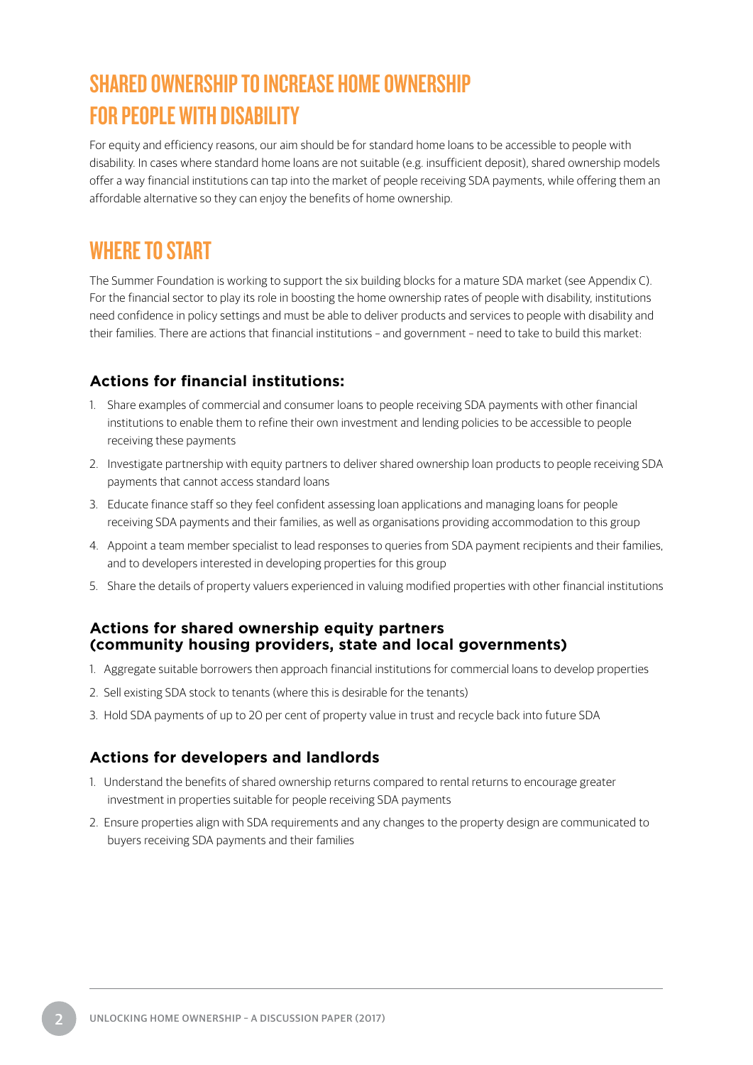## SHARED OWNERSHIP TO INCREASE HOME OWNERSHIP FOR PEOPLE WITH DISABILITY

For equity and efficiency reasons, our aim should be for standard home loans to be accessible to people with disability. In cases where standard home loans are not suitable (e.g. insufficient deposit), shared ownership models offer a way financial institutions can tap into the market of people receiving SDA payments, while offering them an affordable alternative so they can enjoy the benefits of home ownership.

## WHERE TO START

The Summer Foundation is working to support the six building blocks for a mature SDA market (see Appendix C). For the financial sector to play its role in boosting the home ownership rates of people with disability, institutions need confidence in policy settings and must be able to deliver products and services to people with disability and their families. There are actions that financial institutions – and government – need to take to build this market:

### Actions for financial institutions:

1. Share examples of commercial and consumer loans to people receiving SDA payments with other financial institutions to enable them to refine their own investment and lending policies to be accessible to people receiving these payments
2. Investigate partnership with equity partners to deliver shared ownership loan products to people receiving SDA payments that cannot access standard loans
3. Educate finance staff so they feel confident assessing loan applications and managing loans for people receiving SDA payments and their families, as well as organisations providing accommodation to this group
4. Appoint a team member specialist to lead responses to queries from SDA payment recipients and their families, and to developers interested in developing properties for this group
5. Share the details of property valuers experienced in valuing modified properties with other financial institutions

### Actions for shared ownership equity partners (community housing providers, state and local governments)

1. Aggregate suitable borrowers then approach financial institutions for commercial loans to develop properties
2. Sell existing SDA stock to tenants (where this is desirable for the tenants)
3. Hold SDA payments of up to 20 per cent of property value in trust and recycle back into future SDA

### Actions for developers and landlords

1. Understand the benefits of shared ownership returns compared to rental returns to encourage greater investment in properties suitable for people receiving SDA payments
2. Ensure properties align with SDA requirements and any changes to the property design are communicated to buyers receiving SDA payments and their families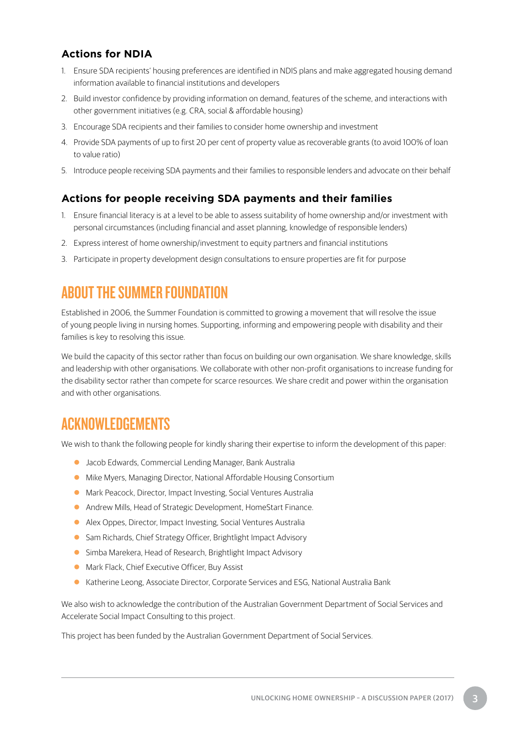### Actions for NDIA

1. Ensure SDA recipients' housing preferences are identified in NDIS plans and make aggregated housing demand information available to financial institutions and developers
2. Build investor confidence by providing information on demand, features of the scheme, and interactions with other government initiatives (e.g. CRA, social & affordable housing)
3. Encourage SDA recipients and their families to consider home ownership and investment
4. Provide SDA payments of up to first 20 per cent of property value as recoverable grants (to avoid 100% of loan to value ratio)
5. Introduce people receiving SDA payments and their families to responsible lenders and advocate on their behalf

### Actions for people receiving SDA payments and their families

1. Ensure financial literacy is at a level to be able to assess suitability of home ownership and/or investment with personal circumstances (including financial and asset planning, knowledge of responsible lenders)
2. Express interest of home ownership/investment to equity partners and financial institutions
3. Participate in property development design consultations to ensure properties are fit for purpose

## ABOUT THE SUMMER FOUNDATION

Established in 2006, the Summer Foundation is committed to growing a movement that will resolve the issue of young people living in nursing homes. Supporting, informing and empowering people with disability and their families is key to resolving this issue.

We build the capacity of this sector rather than focus on building our own organisation. We share knowledge, skills and leadership with other organisations. We collaborate with other non-profit organisations to increase funding for the disability sector rather than compete for scarce resources. We share credit and power within the organisation and with other organisations.

## ACKNOWLEDGEMENTS

We wish to thank the following people for kindly sharing their expertise to inform the development of this paper:

- Jacob Edwards, Commercial Lending Manager, Bank Australia
- Mike Myers, Managing Director, National Affordable Housing Consortium
- Mark Peacock, Director, Impact Investing, Social Ventures Australia
- Andrew Mills, Head of Strategic Development, HomeStart Finance.
- Alex Oppes, Director, Impact Investing, Social Ventures Australia
- Sam Richards, Chief Strategy Officer, Brightlight Impact Advisory
- Simba Marekera, Head of Research, Brightlight Impact Advisory
- Mark Flack, Chief Executive Officer, Buy Assist
- Katherine Leong, Associate Director, Corporate Services and ESG, National Australia Bank

We also wish to acknowledge the contribution of the Australian Government Department of Social Services and Accelerate Social Impact Consulting to this project.

This project has been funded by the Australian Government Department of Social Services.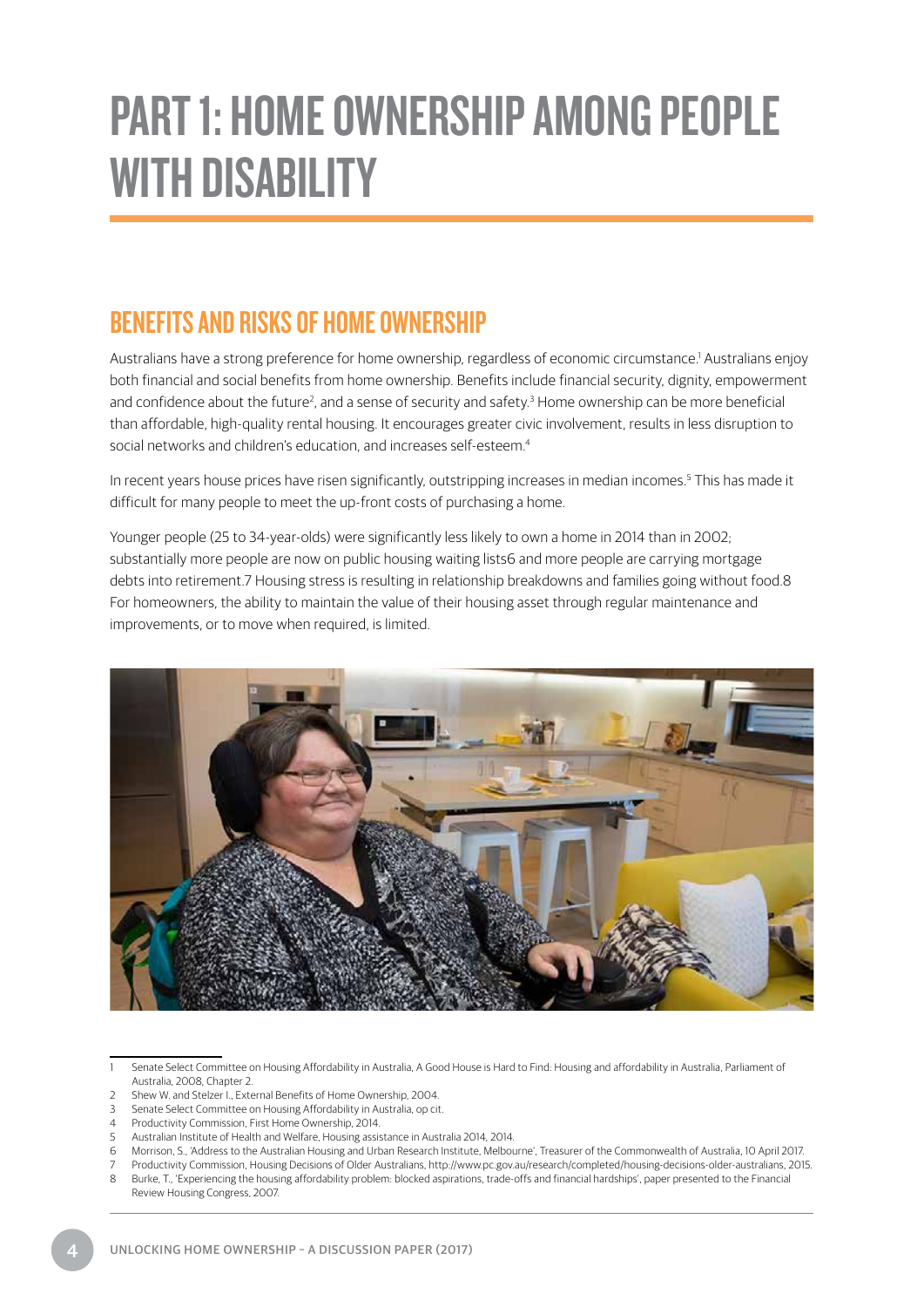# PART 1: HOME OWNERSHIP AMONG PEOPLE WITH DISABILITY

## BENEFITS AND RISKS OF HOME OWNERSHIP

Australians have a strong preference for home ownership, regardless of economic circumstance.[1] Australians enjoy both financial and social benefits from home ownership. Benefits include financial security, dignity, empowerment and confidence about the future[2], and a sense of security and safety.[3] Home ownership can be more beneficial than affordable, high-quality rental housing. It encourages greater civic involvement, results in less disruption to social networks and children's education, and increases self-esteem.[4]

In recent years house prices have risen significantly, outstripping increases in median incomes.[5] This has made it difficult for many people to meet the up-front costs of purchasing a home.

Younger people (25 to 34-year-olds) were significantly less likely to own a home in 2014 than in 2002; substantially more people are now on public housing waiting lists6 and more people are carrying mortgage debts into retirement.7 Housing stress is resulting in relationship breakdowns and families going without food.8 For homeowners, the ability to maintain the value of their housing asset through regular maintenance and improvements, or to move when required, is limited.

---

1 Senate Select Committee on Housing Affordability in Australia, A Good House is Hard to Find: Housing and affordability in Australia, Parliament of Australia, 2008, Chapter 2.

2 Shew W. and Stelzer I., External Benefits of Home Ownership, 2004.

3 Senate Select Committee on Housing Affordability in Australia, op cit.

4 Productivity Commission, First Home Ownership, 2014.

5 Australian Institute of Health and Welfare, Housing assistance in Australia 2014, 2014.

6 Morrison, S., 'Address to the Australian Housing and Urban Research Institute, Melbourne', Treasurer of the Commonwealth of Australia, 10 April 2017.

7 Productivity Commission, Housing Decisions of Older Australians, http://www.pc.gov.au/research/completed/housing-decisions-older-australians, 2015.

8 Burke, T., 'Experiencing the housing affordability problem: blocked aspirations, trade-offs and financial hardships', paper presented to the Financial Review Housing Congress, 2007.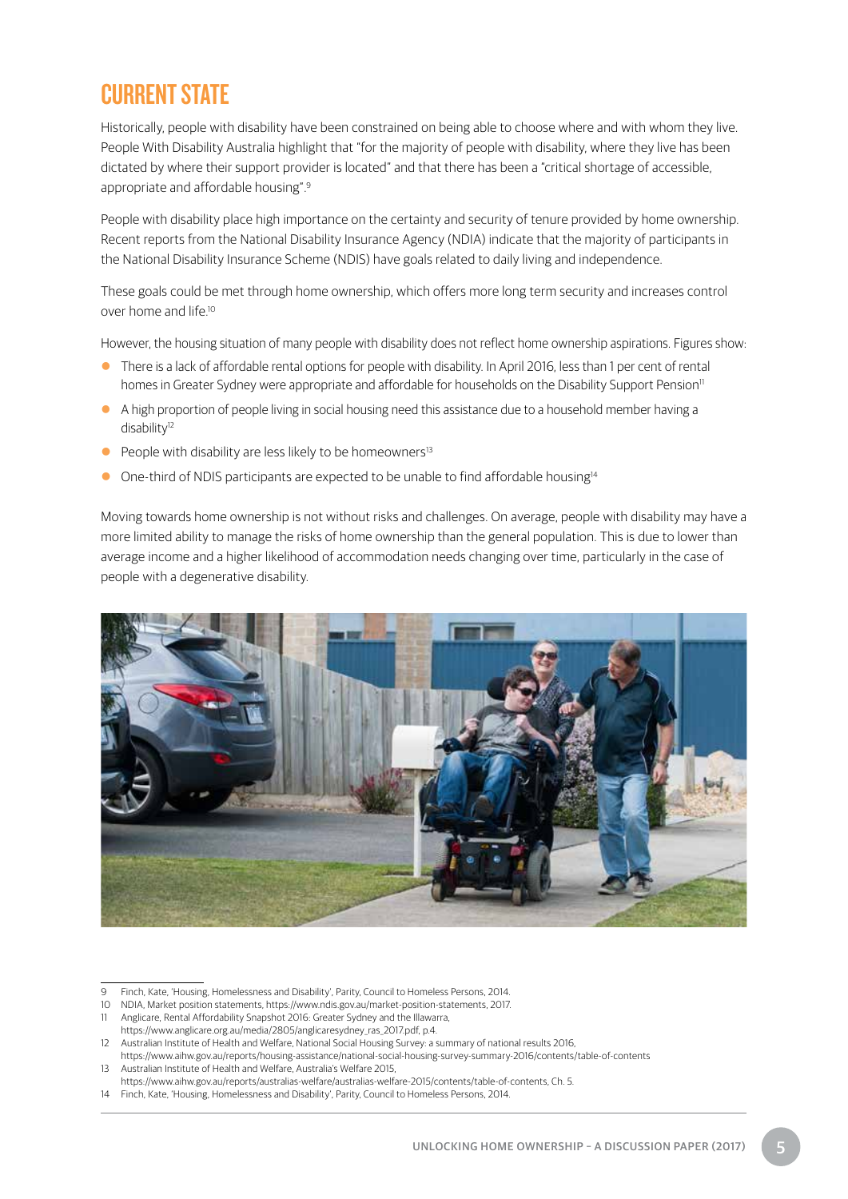# CURRENT STATE

Historically, people with disability have been constrained on being able to choose where and with whom they live. People With Disability Australia highlight that "for the majority of people with disability, where they live has been dictated by where their support provider is located" and that there has been a "critical shortage of accessible, appropriate and affordable housing".[9]

People with disability place high importance on the certainty and security of tenure provided by home ownership. Recent reports from the National Disability Insurance Agency (NDIA) indicate that the majority of participants in the National Disability Insurance Scheme (NDIS) have goals related to daily living and independence.

These goals could be met through home ownership, which offers more long term security and increases control over home and life.[10]

However, the housing situation of many people with disability does not reflect home ownership aspirations. Figures show:

- There is a lack of affordable rental options for people with disability. In April 2016, less than 1 per cent of rental homes in Greater Sydney were appropriate and affordable for households on the Disability Support Pension[11]
- A high proportion of people living in social housing need this assistance due to a household member having a disability[12]
- People with disability are less likely to be homeowners[13]
- One-third of NDIS participants are expected to be unable to find affordable housing[14]

Moving towards home ownership is not without risks and challenges. On average, people with disability may have a more limited ability to manage the risks of home ownership than the general population. This is due to lower than average income and a higher likelihood of accommodation needs changing over time, particularly in the case of people with a degenerative disability.

---

9 Finch, Kate, 'Housing, Homelessness and Disability', Parity, Council to Homeless Persons, 2014.

10 NDIA, Market position statements, https://www.ndis.gov.au/market-position-statements, 2017.

11 Anglicare, Rental Affordability Snapshot 2016: Greater Sydney and the Illawarra, https://www.anglicare.org.au/media/2805/anglicaresydney_ras_2017.pdf, p.4.

12 Australian Institute of Health and Welfare, National Social Housing Survey: a summary of national results 2016, https://www.aihw.gov.au/reports/housing-assistance/national-social-housing-survey-summary-2016/contents/table-of-contents

13 Australian Institute of Health and Welfare, Australia's Welfare 2015, https://www.aihw.gov.au/reports/australias-welfare/australias-welfare-2015/contents/table-of-contents, Ch. 5.

14 Finch, Kate, 'Housing, Homelessness and Disability', Parity, Council to Homeless Persons, 2014.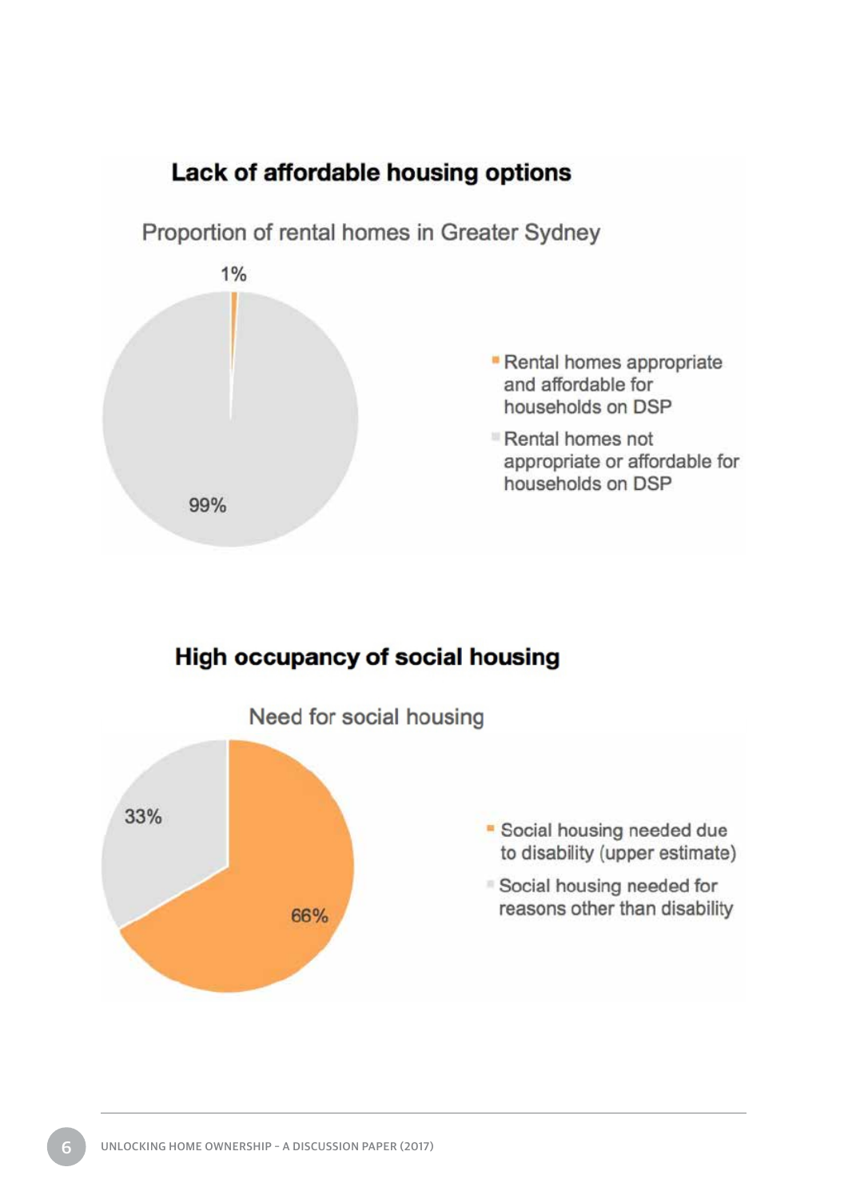## Lack of affordable housing options

Proportion of rental homes in Greater Sydney

1%

99%

- Rental homes appropriate and affordable for households on DSP
- Rental homes not appropriate or affordable for households on DSP

## High occupancy of social housing

Need for social housing

33%

66%

- Social housing needed due to disability (upper estimate)
- Social housing needed for reasons other than disability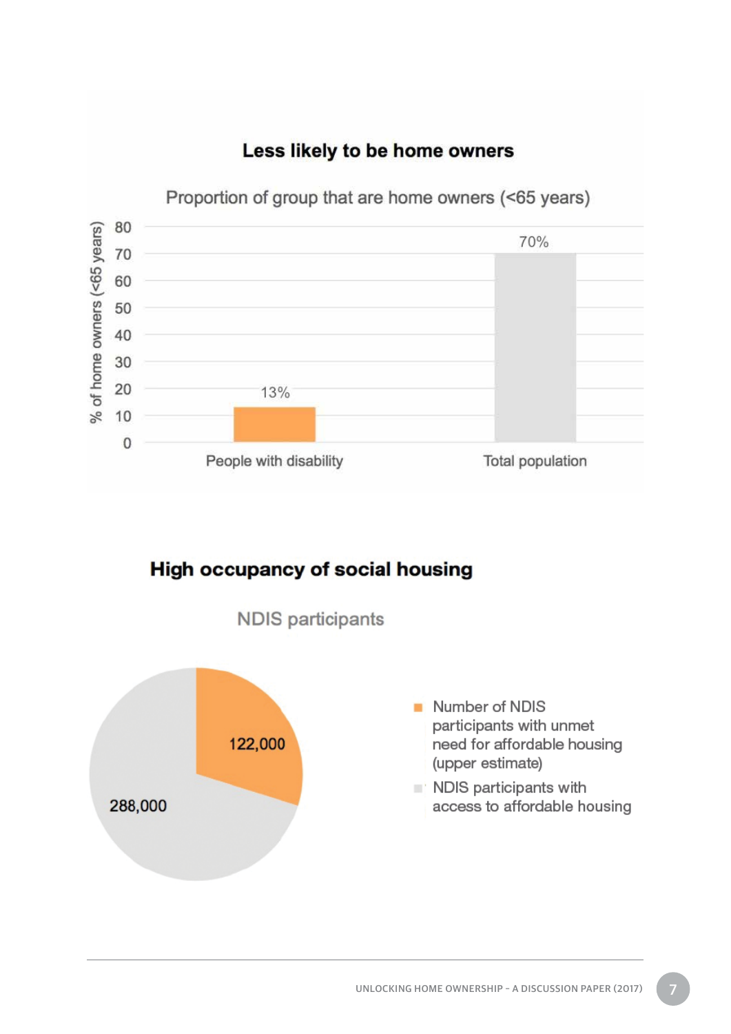## Less likely to be home owners

Proportion of group that are home owners (<65 years)

| Group | % of home owners (<65 years) |
|---|---|
| People with disability | 13% |
| Total population | 70% |

## High occupancy of social housing

NDIS participants

| Category | Number |
|---|---|
| Number of NDIS participants with unmet need for affordable housing (upper estimate) | 122,000 |
| NDIS participants with access to affordable housing | 288,000 |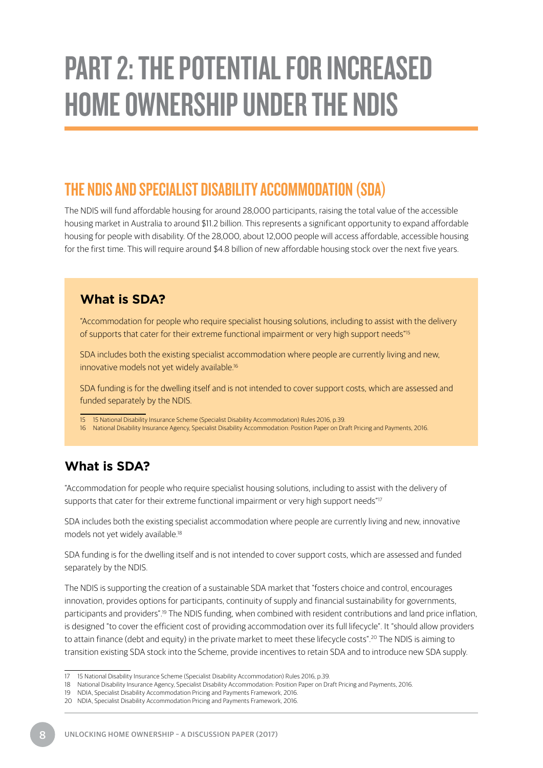# PART 2: THE POTENTIAL FOR INCREASED HOME OWNERSHIP UNDER THE NDIS

## THE NDIS AND SPECIALIST DISABILITY ACCOMMODATION (SDA)

The NDIS will fund affordable housing for around 28,000 participants, raising the total value of the accessible housing market in Australia to around $11.2 billion. This represents a significant opportunity to expand affordable housing for people with disability. Of the 28,000, about 12,000 people will access affordable, accessible housing for the first time. This will require around $4.8 billion of new affordable housing stock over the next five years.

### What is SDA?

"Accommodation for people who require specialist housing solutions, including to assist with the delivery of supports that cater for their extreme functional impairment or very high support needs"[15]

SDA includes both the existing specialist accommodation where people are currently living and new, innovative models not yet widely available.[16]

SDA funding is for the dwelling itself and is not intended to cover support costs, which are assessed and funded separately by the NDIS.

15 15 National Disability Insurance Scheme (Specialist Disability Accommodation) Rules 2016, p.39.

16 National Disability Insurance Agency, Specialist Disability Accommodation: Position Paper on Draft Pricing and Payments, 2016.

### What is SDA?

"Accommodation for people who require specialist housing solutions, including to assist with the delivery of supports that cater for their extreme functional impairment or very high support needs"[17]

SDA includes both the existing specialist accommodation where people are currently living and new, innovative models not yet widely available.[18]

SDA funding is for the dwelling itself and is not intended to cover support costs, which are assessed and funded separately by the NDIS.

The NDIS is supporting the creation of a sustainable SDA market that "fosters choice and control, encourages innovation, provides options for participants, continuity of supply and financial sustainability for governments, participants and providers".[19] The NDIS funding, when combined with resident contributions and land price inflation, is designed "to cover the efficient cost of providing accommodation over its full lifecycle". It "should allow providers to attain finance (debt and equity) in the private market to meet these lifecycle costs".[20] The NDIS is aiming to transition existing SDA stock into the Scheme, provide incentives to retain SDA and to introduce new SDA supply.

17 15 National Disability Insurance Scheme (Specialist Disability Accommodation) Rules 2016, p.39.

18 National Disability Insurance Agency, Specialist Disability Accommodation: Position Paper on Draft Pricing and Payments, 2016.

19 NDIA, Specialist Disability Accommodation Pricing and Payments Framework, 2016.

20 NDIA, Specialist Disability Accommodation Pricing and Payments Framework, 2016.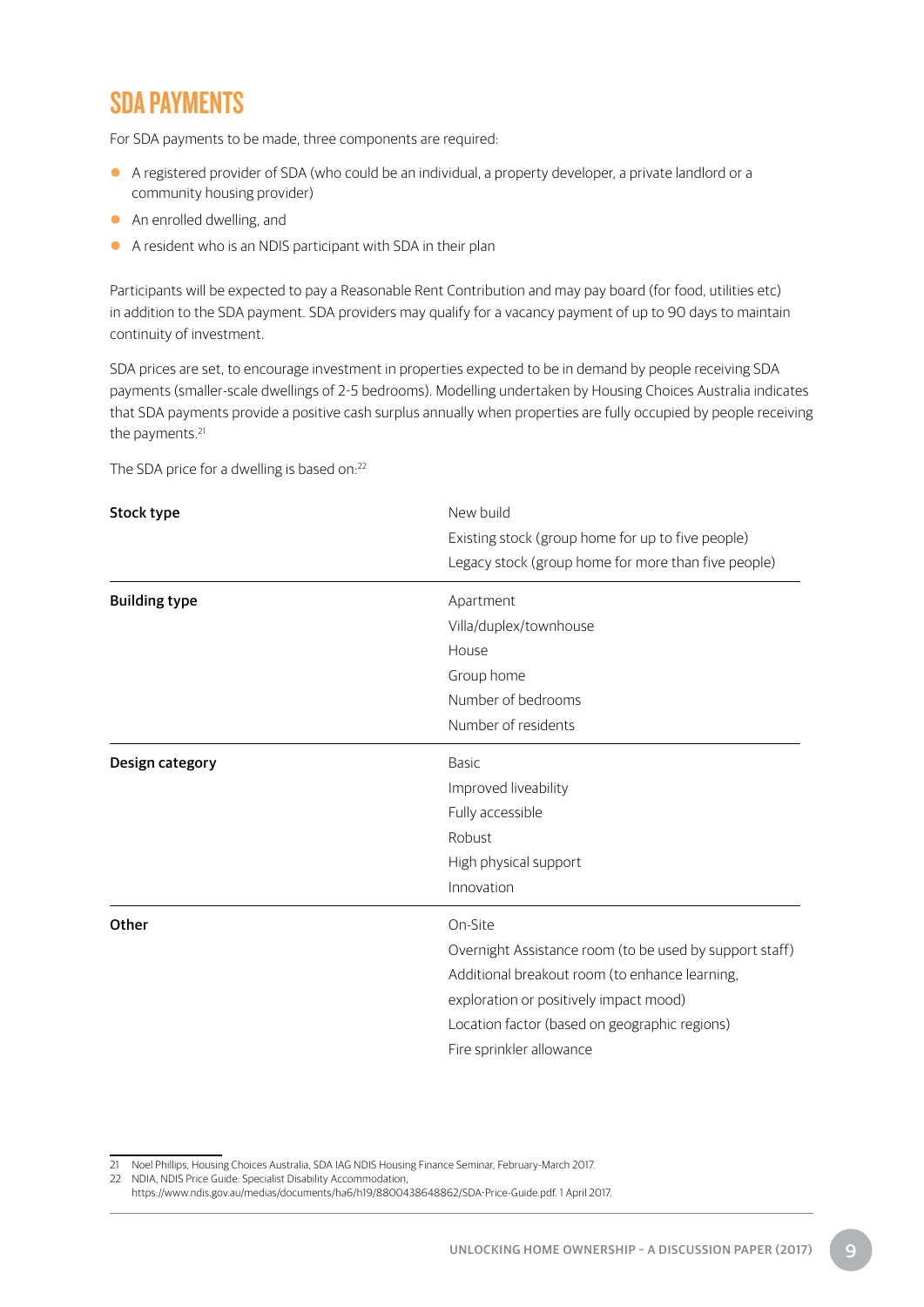## SDA PAYMENTS

For SDA payments to be made, three components are required:

- A registered provider of SDA (who could be an individual, a property developer, a private landlord or a community housing provider)
- An enrolled dwelling, and
- A resident who is an NDIS participant with SDA in their plan

Participants will be expected to pay a Reasonable Rent Contribution and may pay board (for food, utilities etc) in addition to the SDA payment. SDA providers may qualify for a vacancy payment of up to 90 days to maintain continuity of investment.

SDA prices are set, to encourage investment in properties expected to be in demand by people receiving SDA payments (smaller-scale dwellings of 2-5 bedrooms). Modelling undertaken by Housing Choices Australia indicates that SDA payments provide a positive cash surplus annually when properties are fully occupied by people receiving the payments.[21]

The SDA price for a dwelling is based on:[22]

| | |
|---|---|
| **Stock type** | New build<br>Existing stock (group home for up to five people)<br>Legacy stock (group home for more than five people) |
| **Building type** | Apartment<br>Villa/duplex/townhouse<br>House<br>Group home<br>Number of bedrooms<br>Number of residents |
| **Design category** | Basic<br>Improved liveability<br>Fully accessible<br>Robust<br>High physical support<br>Innovation |
| **Other** | On-Site<br>Overnight Assistance room (to be used by support staff)<br>Additional breakout room (to enhance learning, exploration or positively impact mood)<br>Location factor (based on geographic regions)<br>Fire sprinkler allowance |

---

21 Noel Phillips, Housing Choices Australia, SDA IAG NDIS Housing Finance Seminar, February-March 2017.

22 NDIA, NDIS Price Guide: Specialist Disability Accommodation, https://www.ndis.gov.au/medias/documents/ha6/h19/8800438648862/SDA-Price-Guide.pdf. 1 April 2017.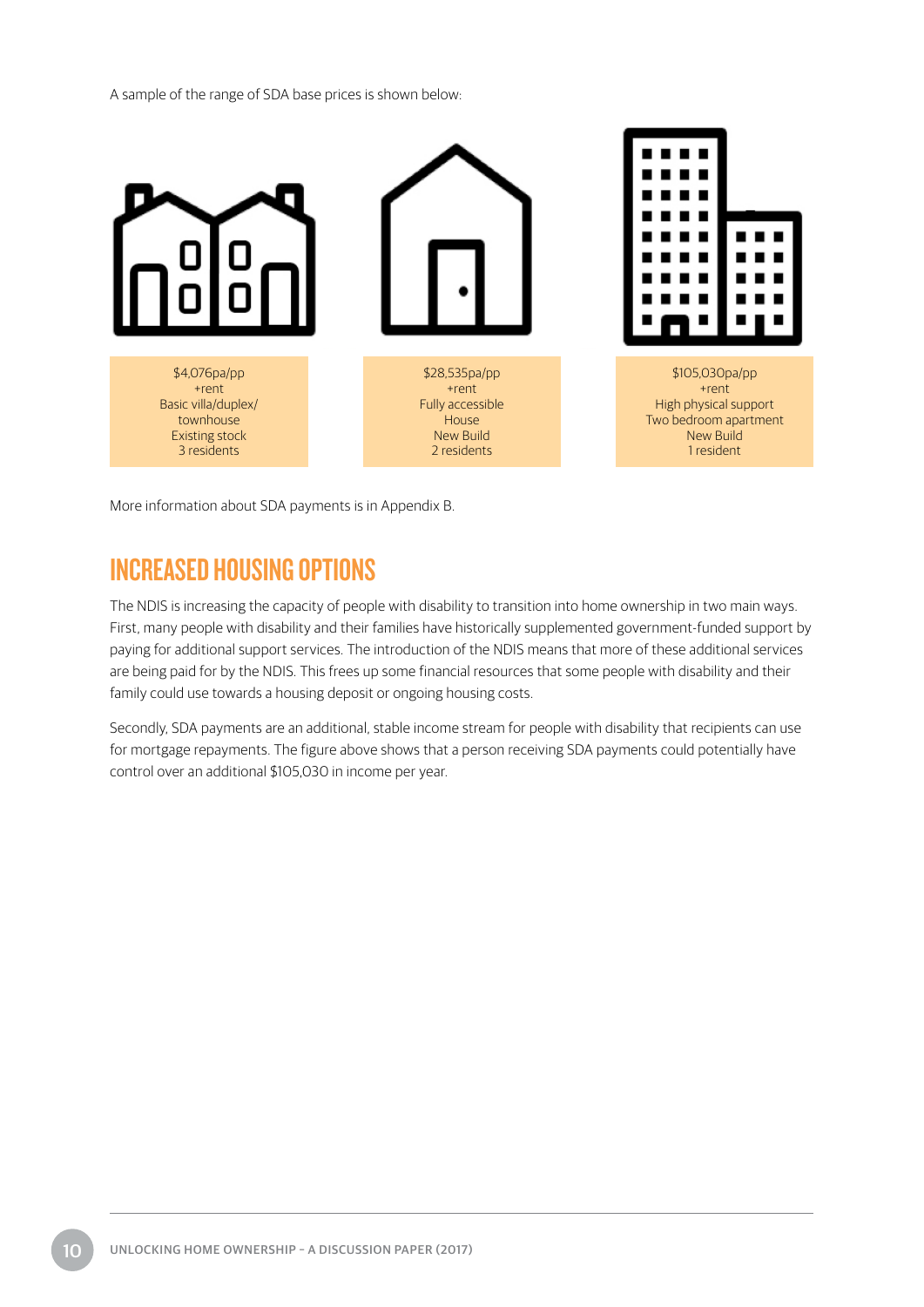A sample of the range of SDA base prices is shown below:

| $4,076pa/pp<br>+rent<br>Basic villa/duplex/<br>townhouse<br>Existing stock<br>3 residents | $28,535pa/pp<br>+rent<br>Fully accessible<br>House<br>New Build<br>2 residents | $105,030pa/pp<br>+rent<br>High physical support<br>Two bedroom apartment<br>New Build<br>1 resident |
|---|---|---|

More information about SDA payments is in Appendix B.

## INCREASED HOUSING OPTIONS

The NDIS is increasing the capacity of people with disability to transition into home ownership in two main ways. First, many people with disability and their families have historically supplemented government-funded support by paying for additional support services. The introduction of the NDIS means that more of these additional services are being paid for by the NDIS. This frees up some financial resources that some people with disability and their family could use towards a housing deposit or ongoing housing costs.

Secondly, SDA payments are an additional, stable income stream for people with disability that recipients can use for mortgage repayments. The figure above shows that a person receiving SDA payments could potentially have control over an additional $105,030 in income per year.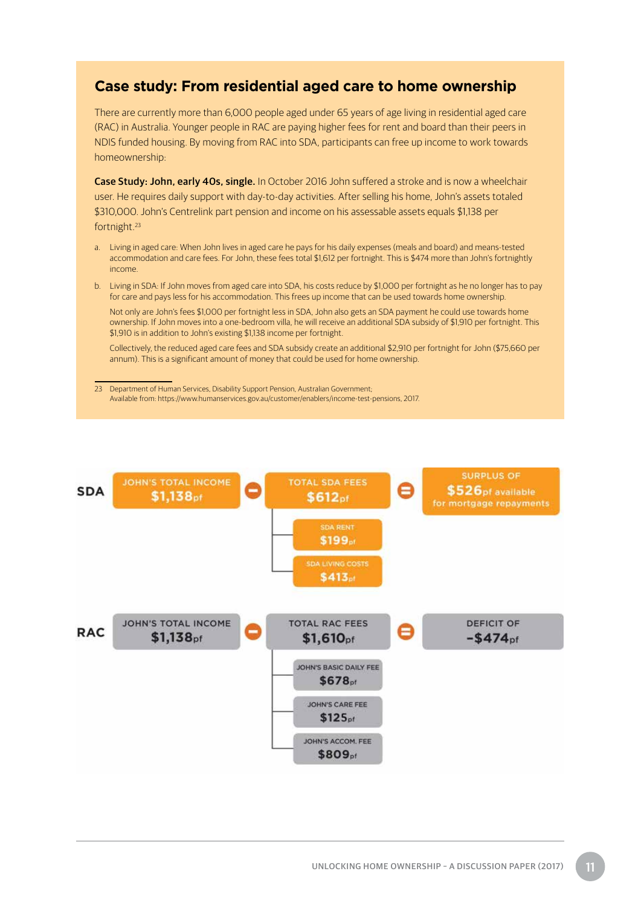## Case study: From residential aged care to home ownership

There are currently more than 6,000 people aged under 65 years of age living in residential aged care (RAC) in Australia. Younger people in RAC are paying higher fees for rent and board than their peers in NDIS funded housing. By moving from RAC into SDA, participants can free up income to work towards homeownership:

**Case Study: John, early 40s, single.** In October 2016 John suffered a stroke and is now a wheelchair user. He requires daily support with day-to-day activities. After selling his home, John's assets totaled $310,000. John's Centrelink part pension and income on his assessable assets equals $1,138 per fortnight.[23]

a. Living in aged care: When John lives in aged care he pays for his daily expenses (meals and board) and means-tested accommodation and care fees. For John, these fees total $1,612 per fortnight. This is $474 more than John's fortnightly income.

b. Living in SDA: If John moves from aged care into SDA, his costs reduce by $1,000 per fortnight as he no longer has to pay for care and pays less for his accommodation. This frees up income that can be used towards home ownership.

   Not only are John's fees $1,000 per fortnight less in SDA, John also gets an SDA payment he could use towards home ownership. If John moves into a one-bedroom villa, he will receive an additional SDA subsidy of $1,910 per fortnight. This $1,910 is in addition to John's existing $1,138 income per fortnight.

   Collectively, the reduced aged care fees and SDA subsidy create an additional $2,910 per fortnight for John ($75,660 per annum). This is a significant amount of money that could be used for home ownership.

23 Department of Human Services, Disability Support Pension, Australian Government; Available from: https://www.humanservices.gov.au/customer/enablers/income-test-pensions, 2017.

**SDA**

| JOHN'S TOTAL INCOME | − | TOTAL SDA FEES | = | SURPLUS OF |
|---|---|---|---|---|
| $1,138pf | | $612pf | | $526pf available for mortgage repayments |

- SDA RENT $199pf
- SDA LIVING COSTS $413pf

**RAC**

| JOHN'S TOTAL INCOME | − | TOTAL RAC FEES | = | DEFICIT OF |
|---|---|---|---|---|
| $1,138pf | | $1,610pf | | -$474pf |

- JOHN'S BASIC DAILY FEE $678pf
- JOHN'S CARE FEE $125pf
- JOHN'S ACCOM. FEE $809pf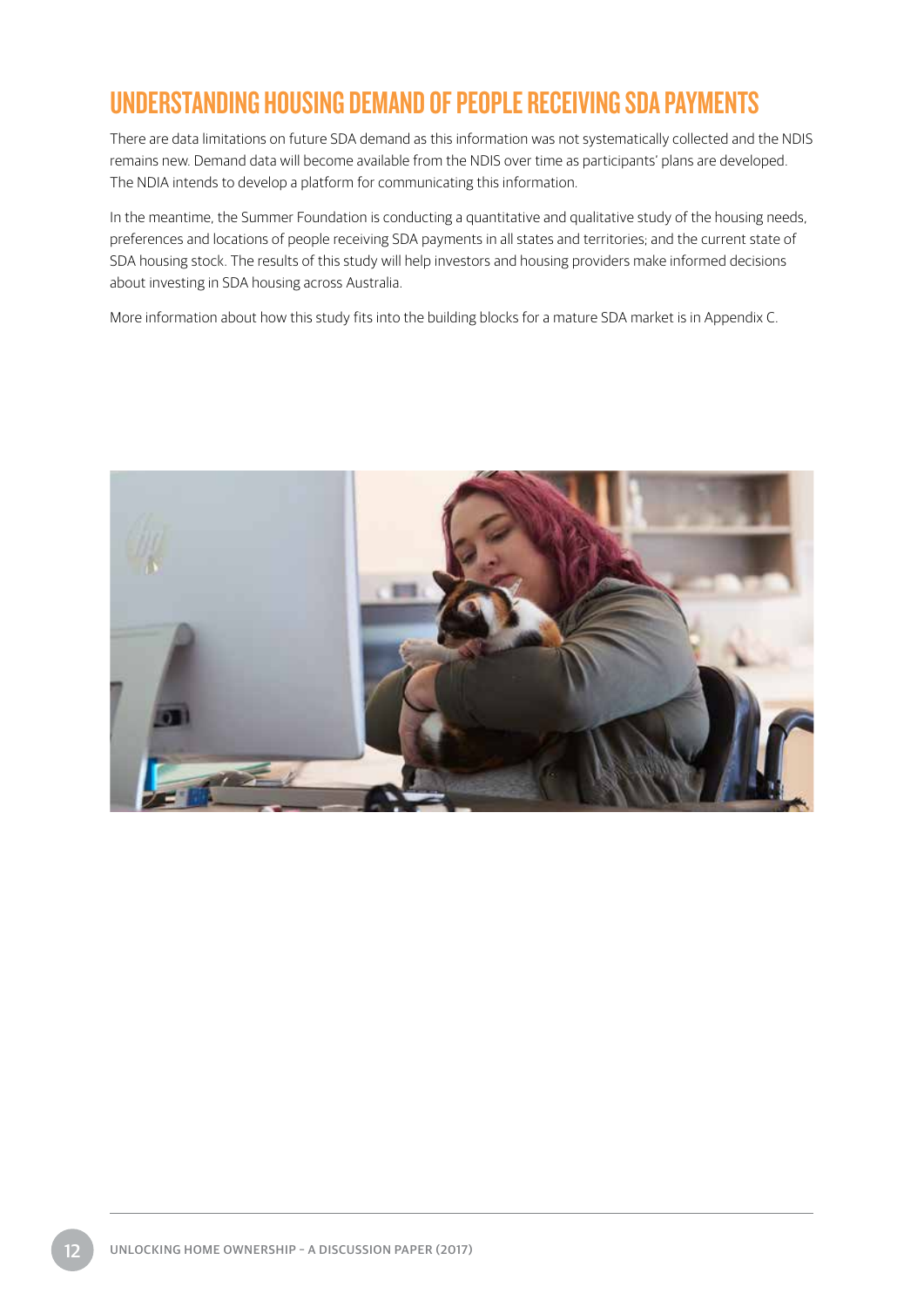## UNDERSTANDING HOUSING DEMAND OF PEOPLE RECEIVING SDA PAYMENTS

There are data limitations on future SDA demand as this information was not systematically collected and the NDIS remains new. Demand data will become available from the NDIS over time as participants' plans are developed. The NDIA intends to develop a platform for communicating this information.

In the meantime, the Summer Foundation is conducting a quantitative and qualitative study of the housing needs, preferences and locations of people receiving SDA payments in all states and territories; and the current state of SDA housing stock. The results of this study will help investors and housing providers make informed decisions about investing in SDA housing across Australia.

More information about how this study fits into the building blocks for a mature SDA market is in Appendix C.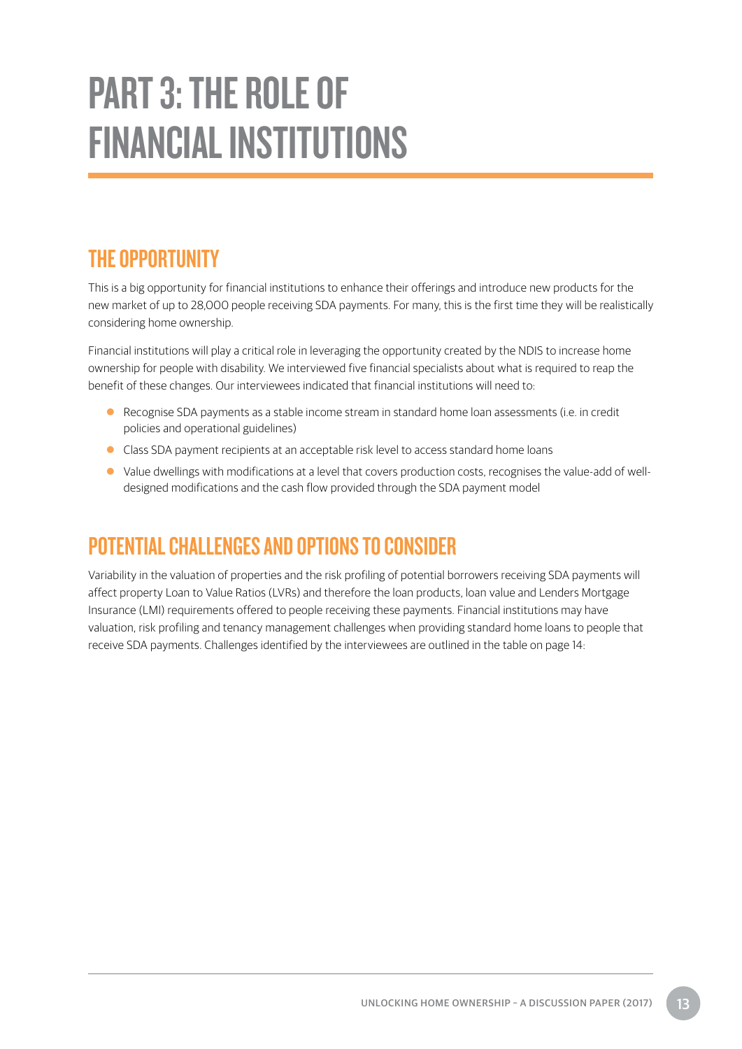# PART 3: THE ROLE OF FINANCIAL INSTITUTIONS

## THE OPPORTUNITY

This is a big opportunity for financial institutions to enhance their offerings and introduce new products for the new market of up to 28,000 people receiving SDA payments. For many, this is the first time they will be realistically considering home ownership.

Financial institutions will play a critical role in leveraging the opportunity created by the NDIS to increase home ownership for people with disability. We interviewed five financial specialists about what is required to reap the benefit of these changes. Our interviewees indicated that financial institutions will need to:

- Recognise SDA payments as a stable income stream in standard home loan assessments (i.e. in credit policies and operational guidelines)
- Class SDA payment recipients at an acceptable risk level to access standard home loans
- Value dwellings with modifications at a level that covers production costs, recognises the value-add of well-designed modifications and the cash flow provided through the SDA payment model

## POTENTIAL CHALLENGES AND OPTIONS TO CONSIDER

Variability in the valuation of properties and the risk profiling of potential borrowers receiving SDA payments will affect property Loan to Value Ratios (LVRs) and therefore the loan products, loan value and Lenders Mortgage Insurance (LMI) requirements offered to people receiving these payments. Financial institutions may have valuation, risk profiling and tenancy management challenges when providing standard home loans to people that receive SDA payments. Challenges identified by the interviewees are outlined in the table on page 14: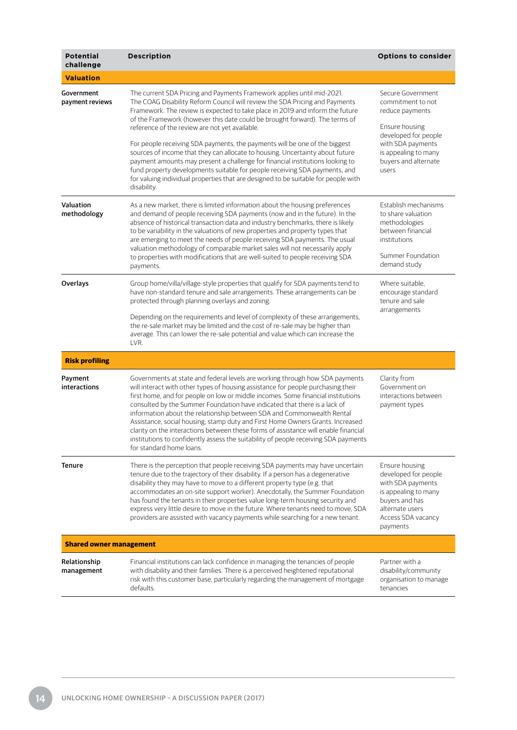| Potential challenge | Description | Options to consider |
|---|---|---|
| **Valuation** | | |
| **Government payment reviews** | The current SDA Pricing and Payments Framework applies until mid-2021. The COAG Disability Reform Council will review the SDA Pricing and Payments Framework. The review is expected to take place in 2019 and inform the future of the Framework (however this date could be brought forward). The terms of reference of the review are not yet available.<br><br>For people receiving SDA payments, the payments will be one of the biggest sources of income that they can allocate to housing. Uncertainty about future payment amounts may present a challenge for financial institutions looking to fund property developments suitable for people receiving SDA payments, and for valuing individual properties that are designed to be suitable for people with disability. | Secure Government commitment to not reduce payments<br><br>Ensure housing developed for people with SDA payments is appealing to many buyers and alternate users |
| **Valuation methodology** | As a new market, there is limited information about the housing preferences and demand of people receiving SDA payments (now and in the future). In the absence of historical transaction data and industry benchmarks, there is likely to be variability in the valuations of new properties and property types that are emerging to meet the needs of people receiving SDA payments. The usual valuation methodology of comparable market sales will not necessarily apply to properties with modifications that are well-suited to people receiving SDA payments. | Establish mechanisms to share valuation methodologies between financial institutions<br><br>Summer Foundation demand study |
| **Overlays** | Group home/villa/village-style properties that qualify for SDA payments tend to have non-standard tenure and sale arrangements. These arrangements can be protected through planning overlays and zoning.<br><br>Depending on the requirements and level of complexity of these arrangements, the re-sale market may be limited and the cost of re-sale may be higher than average. This can lower the re-sale potential and value which can increase the LVR. | Where suitable, encourage standard tenure and sale arrangements |
| **Risk profiling** | | |
| **Payment interactions** | Governments at state and federal levels are working through how SDA payments will interact with other types of housing assistance for people purchasing their first home, and for people on low or middle incomes. Some financial institutions consulted by the Summer Foundation have indicated that there is a lack of information about the relationship between SDA and Commonwealth Rental Assistance, social housing, stamp duty and First Home Owners Grants. Increased clarity on the interactions between these forms of assistance will enable financial institutions to confidently assess the suitability of people receiving SDA payments for standard home loans. | Clarity from Government on interactions between payment types |
| **Tenure** | There is the perception that people receiving SDA payments may have uncertain tenure due to the trajectory of their disability. If a person has a degenerative disability they may have to move to a different property type (e.g. that accommodates an on-site support worker). Anecdotally, the Summer Foundation has found the tenants in their properties value long-term housing security and express very little desire to move in the future. Where tenants need to move, SDA providers are assisted with vacancy payments while searching for a new tenant. | Ensure housing developed for people with SDA payments is appealing to many buyers and has alternate users<br>Access SDA vacancy payments |
| **Shared owner management** | | |
| **Relationship management** | Financial institutions can lack confidence in managing the tenancies of people with disability and their families. There is a perceived heightened reputational risk with this customer base, particularly regarding the management of mortgage defaults. | Partner with a disability/community organisation to manage tenancies |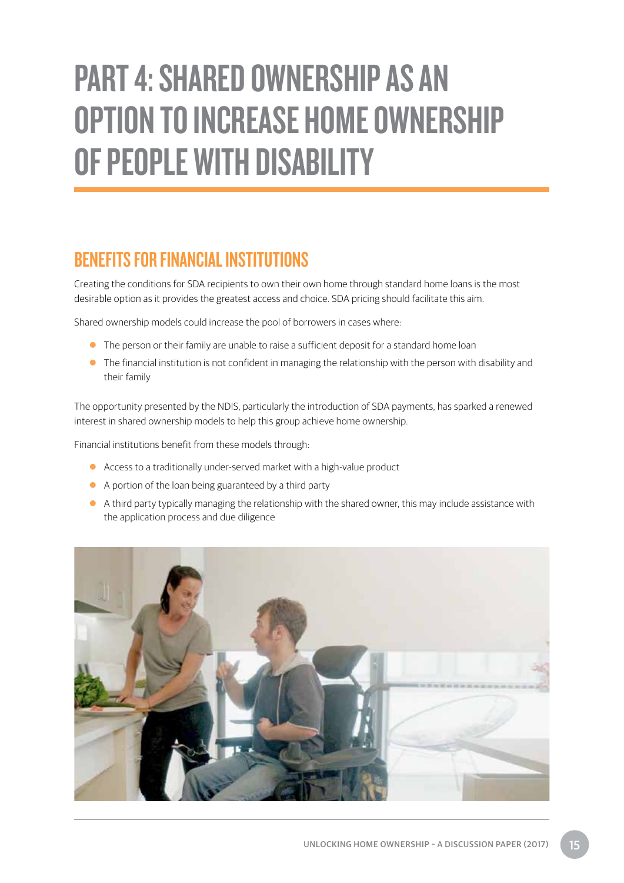# PART 4: SHARED OWNERSHIP AS AN OPTION TO INCREASE HOME OWNERSHIP OF PEOPLE WITH DISABILITY

## BENEFITS FOR FINANCIAL INSTITUTIONS

Creating the conditions for SDA recipients to own their own home through standard home loans is the most desirable option as it provides the greatest access and choice. SDA pricing should facilitate this aim.

Shared ownership models could increase the pool of borrowers in cases where:

- The person or their family are unable to raise a sufficient deposit for a standard home loan
- The financial institution is not confident in managing the relationship with the person with disability and their family

The opportunity presented by the NDIS, particularly the introduction of SDA payments, has sparked a renewed interest in shared ownership models to help this group achieve home ownership.

Financial institutions benefit from these models through:

- Access to a traditionally under-served market with a high-value product
- A portion of the loan being guaranteed by a third party
- A third party typically managing the relationship with the shared owner, this may include assistance with the application process and due diligence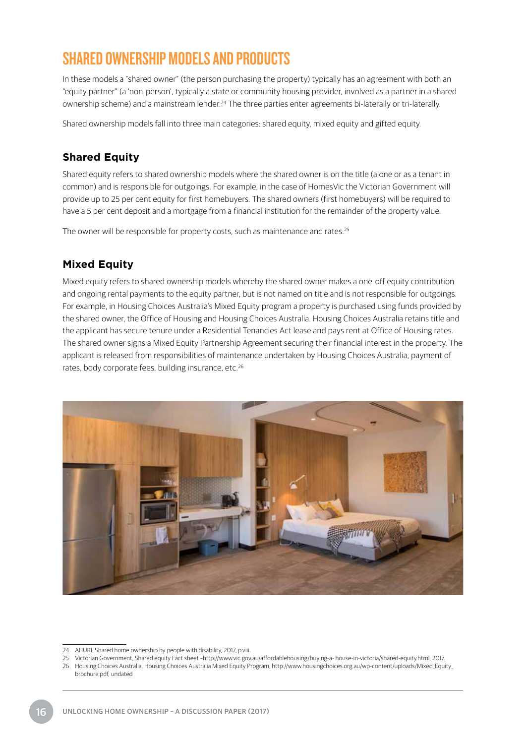# SHARED OWNERSHIP MODELS AND PRODUCTS

In these models a "shared owner" (the person purchasing the property) typically has an agreement with both an "equity partner" (a 'non-person', typically a state or community housing provider, involved as a partner in a shared ownership scheme) and a mainstream lender.[24] The three parties enter agreements bi-laterally or tri-laterally.

Shared ownership models fall into three main categories: shared equity, mixed equity and gifted equity.

## Shared Equity

Shared equity refers to shared ownership models where the shared owner is on the title (alone or as a tenant in common) and is responsible for outgoings. For example, in the case of HomesVic the Victorian Government will provide up to 25 per cent equity for first homebuyers. The shared owners (first homebuyers) will be required to have a 5 per cent deposit and a mortgage from a financial institution for the remainder of the property value.

The owner will be responsible for property costs, such as maintenance and rates.[25]

## Mixed Equity

Mixed equity refers to shared ownership models whereby the shared owner makes a one-off equity contribution and ongoing rental payments to the equity partner, but is not named on title and is not responsible for outgoings. For example, in Housing Choices Australia's Mixed Equity program a property is purchased using funds provided by the shared owner, the Office of Housing and Housing Choices Australia. Housing Choices Australia retains title and the applicant has secure tenure under a Residential Tenancies Act lease and pays rent at Office of Housing rates. The shared owner signs a Mixed Equity Partnership Agreement securing their financial interest in the property. The applicant is released from responsibilities of maintenance undertaken by Housing Choices Australia, payment of rates, body corporate fees, building insurance, etc.[26]

---

24 AHURI, Shared home ownership by people with disability, 2017, p.viii.

25 Victorian Government, Shared equity Fact sheet –http://www.vic.gov.au/affordablehousing/buying-a- house-in-victoria/shared-equity.html, 2017.

26 Housing Choices Australia, Housing Choices Australia Mixed Equity Program, http://www.housingchoices.org.au/wp-content/uploads/Mixed_Equity_brochure.pdf, undated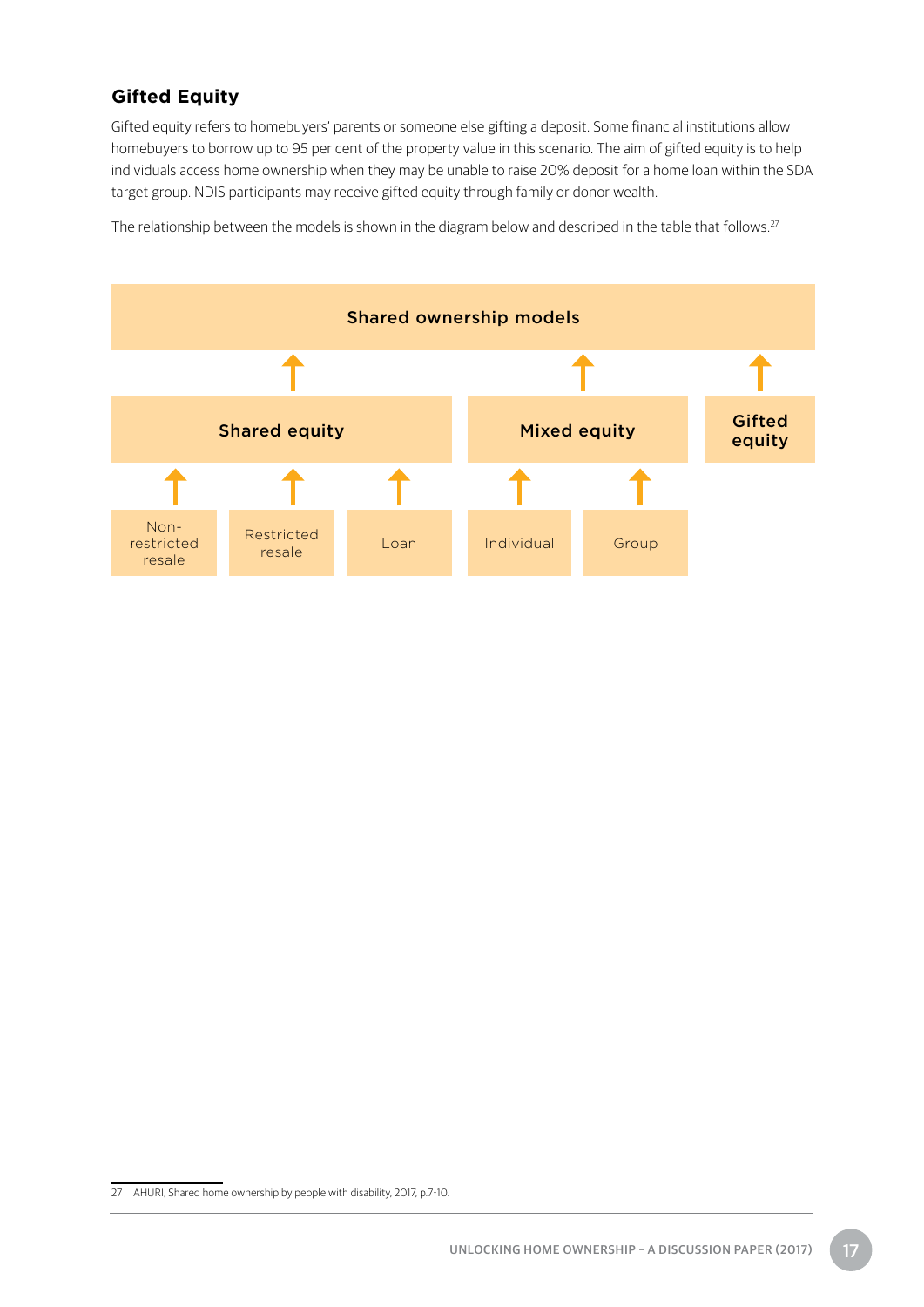## Gifted Equity

Gifted equity refers to homebuyers' parents or someone else gifting a deposit. Some financial institutions allow homebuyers to borrow up to 95 per cent of the property value in this scenario. The aim of gifted equity is to help individuals access home ownership when they may be unable to raise 20% deposit for a home loan within the SDA target group. NDIS participants may receive gifted equity through family or donor wealth.

The relationship between the models is shown in the diagram below and described in the table that follows.[27]

Shared ownership models

Shared equity

- Non-restricted resale
- Restricted resale
- Loan

Mixed equity

- Individual
- Group

Gifted equity

27 AHURI, Shared home ownership by people with disability, 2017, p.7-10.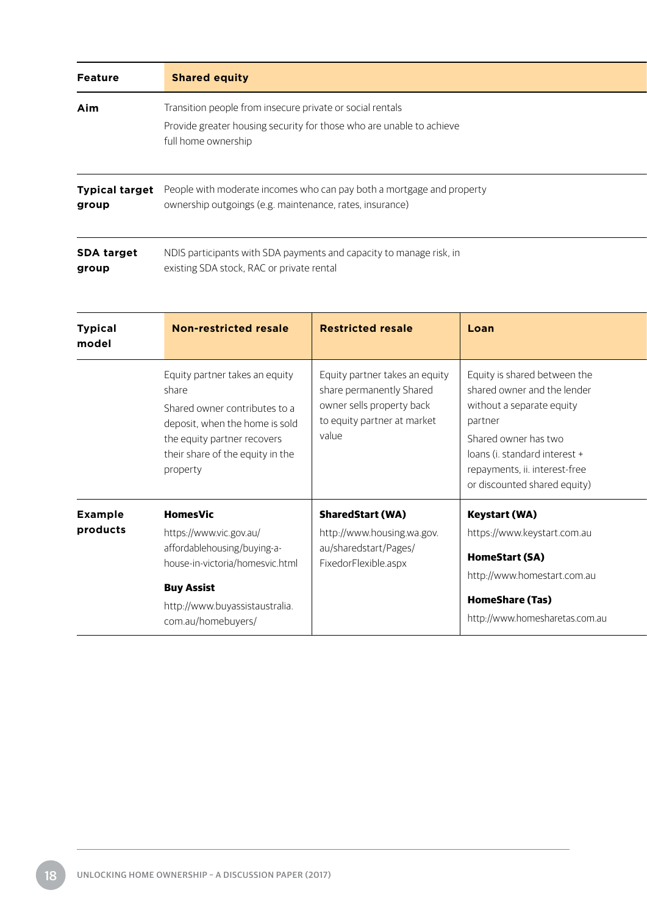| Feature | Shared equity |
|---|---|
| **Aim** | Transition people from insecure private or social rentals<br>Provide greater housing security for those who are unable to achieve full home ownership |
| **Typical target group** | People with moderate incomes who can pay both a mortgage and property ownership outgoings (e.g. maintenance, rates, insurance) |
| **SDA target group** | NDIS participants with SDA payments and capacity to manage risk, in existing SDA stock, RAC or private rental |

| Typical model | Non-restricted resale | Restricted resale | Loan |
|---|---|---|---|
| | Equity partner takes an equity share<br>Shared owner contributes to a deposit, when the home is sold the equity partner recovers their share of the equity in the property | Equity partner takes an equity share permanently Shared owner sells property back to equity partner at market value | Equity is shared between the shared owner and the lender without a separate equity partner<br>Shared owner has two loans (i. standard interest + repayments, ii. interest-free or discounted shared equity) |
| **Example products** | **HomesVic**<br>https://www.vic.gov.au/affordablehousing/buying-a-house-in-victoria/homesvic.html<br>**Buy Assist**<br>http://www.buyassistaustralia.com.au/homebuyers/ | **SharedStart (WA)**<br>http://www.housing.wa.gov.au/sharedstart/Pages/FixedorFlexible.aspx | **Keystart (WA)**<br>https://www.keystart.com.au<br>**HomeStart (SA)**<br>http://www.homestart.com.au<br>**HomeShare (Tas)**<br>http://www.homesharetas.com.au |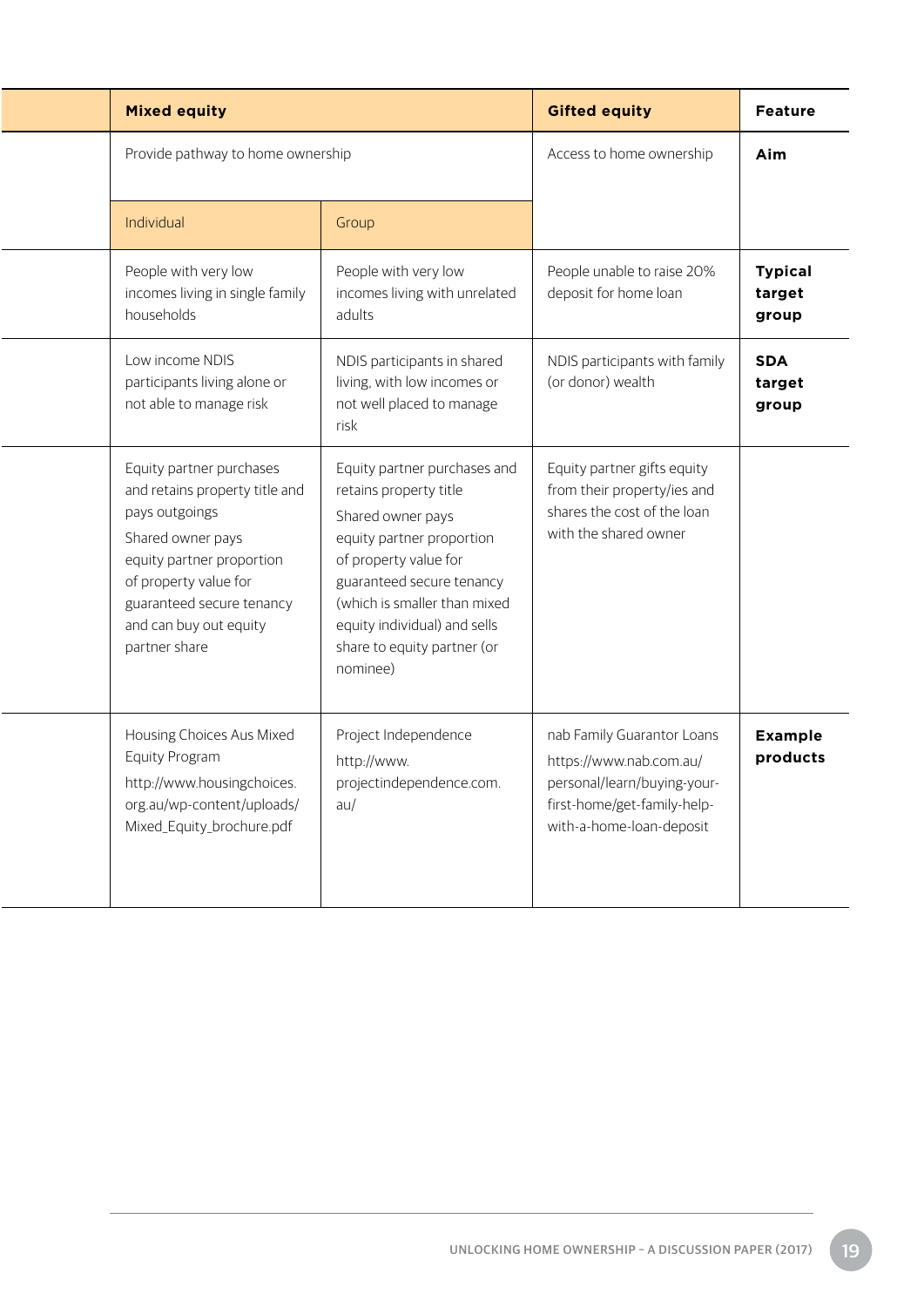| | Mixed equity | | Gifted equity | Feature |
|---|---|---|---|---|
| | Provide pathway to home ownership | | Access to home ownership | **Aim** |
| | Individual | Group | | |
| | People with very low incomes living in single family households | People with very low incomes living with unrelated adults | People unable to raise 20% deposit for home loan | **Typical target group** |
| | Low income NDIS participants living alone or not able to manage risk | NDIS participants in shared living, with low incomes or not well placed to manage risk | NDIS participants with family (or donor) wealth | **SDA target group** |
| | Equity partner purchases and retains property title and pays outgoings<br>Shared owner pays equity partner proportion of property value for guaranteed secure tenancy and can buy out equity partner share | Equity partner purchases and retains property title<br>Shared owner pays equity partner proportion of property value for guaranteed secure tenancy (which is smaller than mixed equity individual) and sells share to equity partner (or nominee) | Equity partner gifts equity from their property/ies and shares the cost of the loan with the shared owner | |
| | Housing Choices Aus Mixed Equity Program<br>http://www.housingchoices.org.au/wp-content/uploads/Mixed_Equity_brochure.pdf | Project Independence<br>http://www.projectindependence.com.au/ | nab Family Guarantor Loans<br>https://www.nab.com.au/personal/learn/buying-your-first-home/get-family-help-with-a-home-loan-deposit | **Example products** |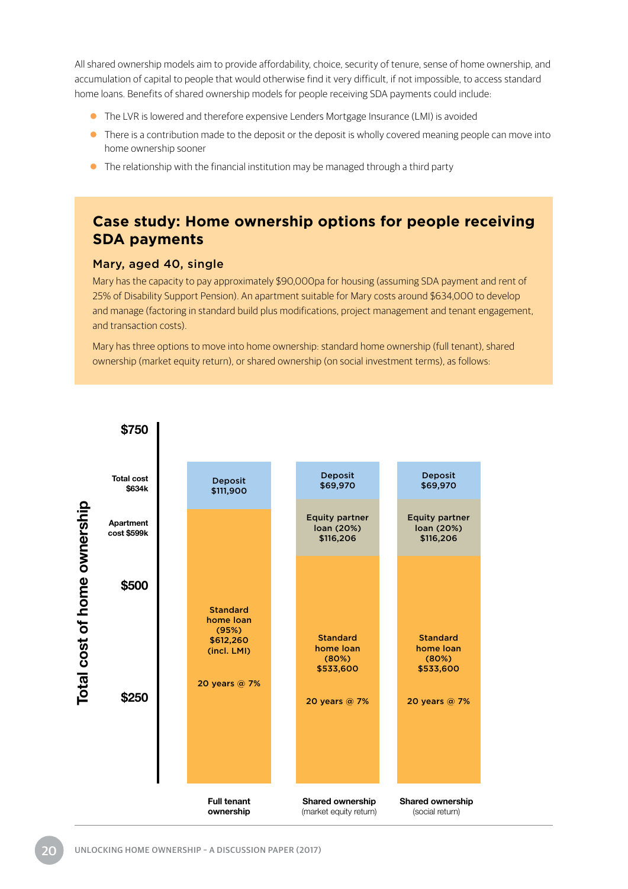All shared ownership models aim to provide affordability, choice, security of tenure, sense of home ownership, and accumulation of capital to people that would otherwise find it very difficult, if not impossible, to access standard home loans. Benefits of shared ownership models for people receiving SDA payments could include:

- The LVR is lowered and therefore expensive Lenders Mortgage Insurance (LMI) is avoided
- There is a contribution made to the deposit or the deposit is wholly covered meaning people can move into home ownership sooner
- The relationship with the financial institution may be managed through a third party

## Case study: Home ownership options for people receiving SDA payments

### Mary, aged 40, single

Mary has the capacity to pay approximately $90,000pa for housing (assuming SDA payment and rent of 25% of Disability Support Pension). An apartment suitable for Mary costs around $634,000 to develop and manage (factoring in standard build plus modifications, project management and tenant engagement, and transaction costs).

Mary has three options to move into home ownership: standard home ownership (full tenant), shared ownership (market equity return), or shared ownership (on social investment terms), as follows:

Total cost of home ownership (axis: $250, $500, $750; Total cost $634k; Apartment cost $599k)

| | Full tenant ownership | Shared ownership (market equity return) | Shared ownership (social return) |
|---|---|---|---|
| Deposit | $111,900 | $69,970 | $69,970 |
| Equity partner loan (20%) | | $116,206 | $116,206 |
| Standard home loan | (95%) $612,260 (incl. LMI), 20 years @ 7% | (80%) $533,600, 20 years @ 7% | (80%) $533,600, 20 years @ 7% |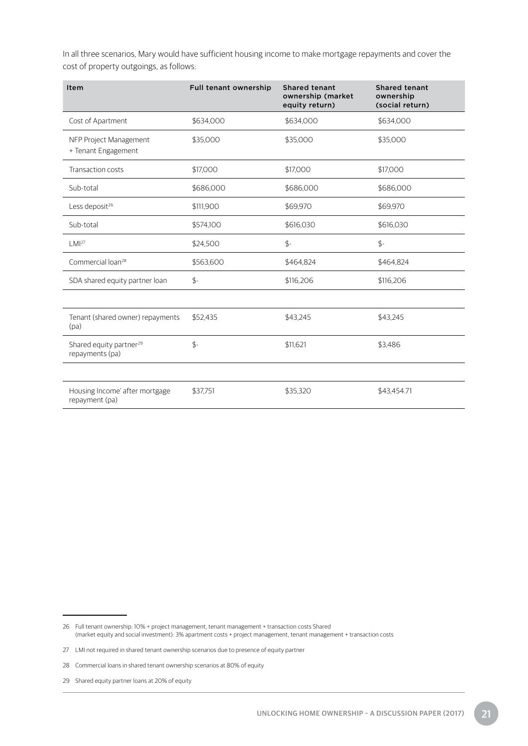In all three scenarios, Mary would have sufficient housing income to make mortgage repayments and cover the cost of property outgoings, as follows:

| Item | Full tenant ownership | Shared tenant ownership (market equity return) | Shared tenant ownership (social return) |
| --- | --- | --- | --- |
| Cost of Apartment | $634,000 | $634,000 | $634,000 |
| NFP Project Management + Tenant Engagement | $35,000 | $35,000 | $35,000 |
| Transaction costs | $17,000 | $17,000 | $17,000 |
| Sub-total | $686,000 | $686,000 | $686,000 |
| Less deposit[26] | $111,900 | $69,970 | $69,970 |
| Sub-total | $574,100 | $616,030 | $616,030 |
| LMI[27] | $24,500 | $- | $- |
| Commercial loan[28] | $563,600 | $464,824 | $464,824 |
| SDA shared equity partner loan | $- | $116,206 | $116,206 |
| | | | |
| Tenant (shared owner) repayments (pa) | $52,435 | $43,245 | $43,245 |
| Shared equity partner[29] repayments (pa) | $- | $11,621 | $3,486 |
| | | | |
| Housing Income' after mortgage repayment (pa) | $37,751 | $35,320 | $43,454.71 |

26 Full tenant ownership: 10% + project management, tenant management + transaction costs Shared (market equity and social investment): 3% apartment costs + project management, tenant management + transaction costs

27 LMI not required in shared tenant ownership scenarios due to presence of equity partner

28 Commercial loans in shared tenant ownership scenarios at 80% of equity

29 Shared equity partner loans at 20% of equity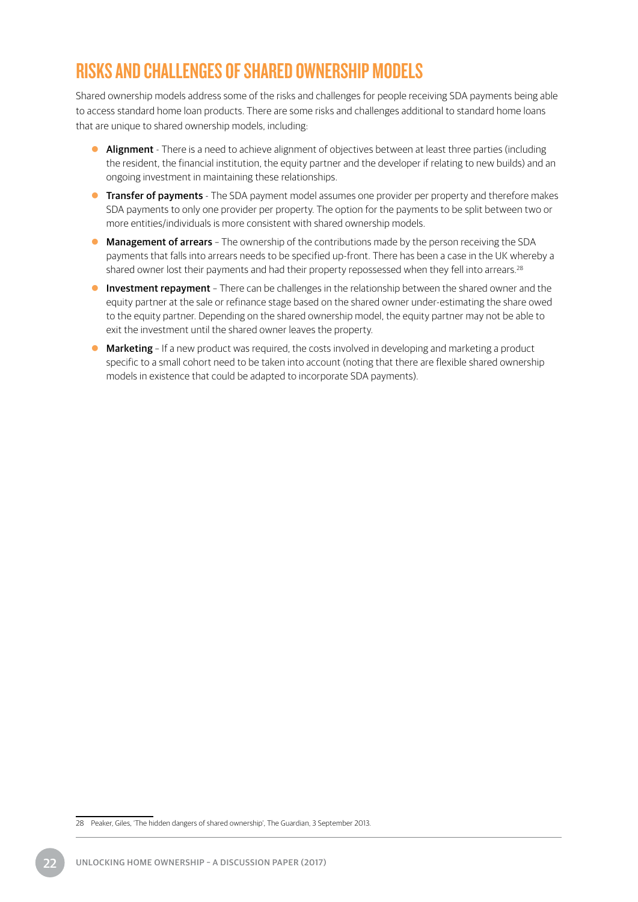# RISKS AND CHALLENGES OF SHARED OWNERSHIP MODELS

Shared ownership models address some of the risks and challenges for people receiving SDA payments being able to access standard home loan products. There are some risks and challenges additional to standard home loans that are unique to shared ownership models, including:

- **Alignment** - There is a need to achieve alignment of objectives between at least three parties (including the resident, the financial institution, the equity partner and the developer if relating to new builds) and an ongoing investment in maintaining these relationships.
- **Transfer of payments** - The SDA payment model assumes one provider per property and therefore makes SDA payments to only one provider per property. The option for the payments to be split between two or more entities/individuals is more consistent with shared ownership models.
- **Management of arrears** – The ownership of the contributions made by the person receiving the SDA payments that falls into arrears needs to be specified up-front. There has been a case in the UK whereby a shared owner lost their payments and had their property repossessed when they fell into arrears.[28]
- **Investment repayment** – There can be challenges in the relationship between the shared owner and the equity partner at the sale or refinance stage based on the shared owner under-estimating the share owed to the equity partner. Depending on the shared ownership model, the equity partner may not be able to exit the investment until the shared owner leaves the property.
- **Marketing** – If a new product was required, the costs involved in developing and marketing a product specific to a small cohort need to be taken into account (noting that there are flexible shared ownership models in existence that could be adapted to incorporate SDA payments).

28 Peaker, Giles, 'The hidden dangers of shared ownership', The Guardian, 3 September 2013.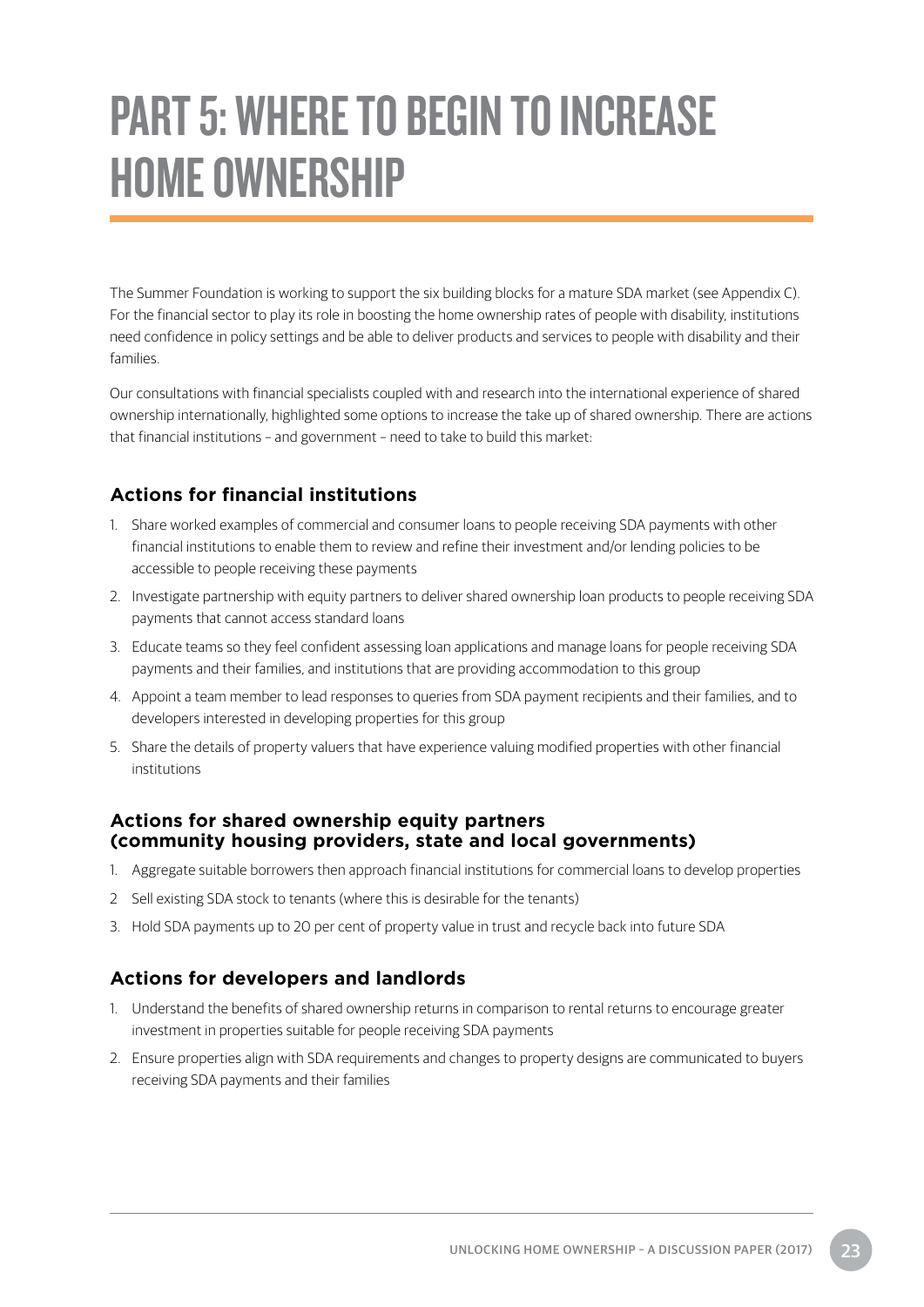# PART 5: WHERE TO BEGIN TO INCREASE HOME OWNERSHIP

The Summer Foundation is working to support the six building blocks for a mature SDA market (see Appendix C). For the financial sector to play its role in boosting the home ownership rates of people with disability, institutions need confidence in policy settings and be able to deliver products and services to people with disability and their families.

Our consultations with financial specialists coupled with and research into the international experience of shared ownership internationally, highlighted some options to increase the take up of shared ownership. There are actions that financial institutions – and government – need to take to build this market:

### Actions for financial institutions

1. Share worked examples of commercial and consumer loans to people receiving SDA payments with other financial institutions to enable them to review and refine their investment and/or lending policies to be accessible to people receiving these payments
2. Investigate partnership with equity partners to deliver shared ownership loan products to people receiving SDA payments that cannot access standard loans
3. Educate teams so they feel confident assessing loan applications and manage loans for people receiving SDA payments and their families, and institutions that are providing accommodation to this group
4. Appoint a team member to lead responses to queries from SDA payment recipients and their families, and to developers interested in developing properties for this group
5. Share the details of property valuers that have experience valuing modified properties with other financial institutions

### Actions for shared ownership equity partners (community housing providers, state and local governments)

1. Aggregate suitable borrowers then approach financial institutions for commercial loans to develop properties
2. Sell existing SDA stock to tenants (where this is desirable for the tenants)
3. Hold SDA payments up to 20 per cent of property value in trust and recycle back into future SDA

### Actions for developers and landlords

1. Understand the benefits of shared ownership returns in comparison to rental returns to encourage greater investment in properties suitable for people receiving SDA payments
2. Ensure properties align with SDA requirements and changes to property designs are communicated to buyers receiving SDA payments and their families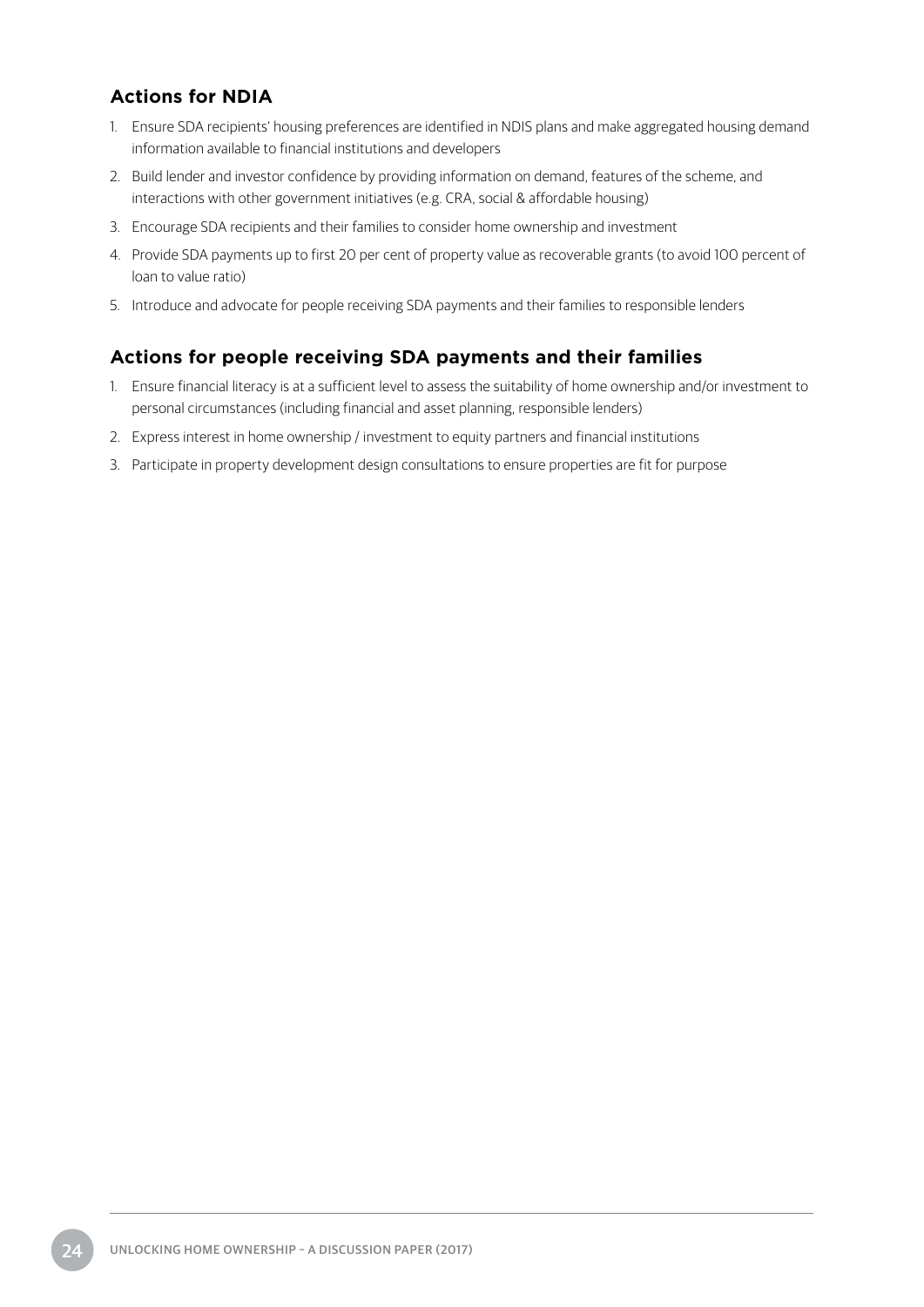### Actions for NDIA

1. Ensure SDA recipients' housing preferences are identified in NDIS plans and make aggregated housing demand information available to financial institutions and developers
2. Build lender and investor confidence by providing information on demand, features of the scheme, and interactions with other government initiatives (e.g. CRA, social & affordable housing)
3. Encourage SDA recipients and their families to consider home ownership and investment
4. Provide SDA payments up to first 20 per cent of property value as recoverable grants (to avoid 100 percent of loan to value ratio)
5. Introduce and advocate for people receiving SDA payments and their families to responsible lenders

### Actions for people receiving SDA payments and their families

1. Ensure financial literacy is at a sufficient level to assess the suitability of home ownership and/or investment to personal circumstances (including financial and asset planning, responsible lenders)
2. Express interest in home ownership / investment to equity partners and financial institutions
3. Participate in property development design consultations to ensure properties are fit for purpose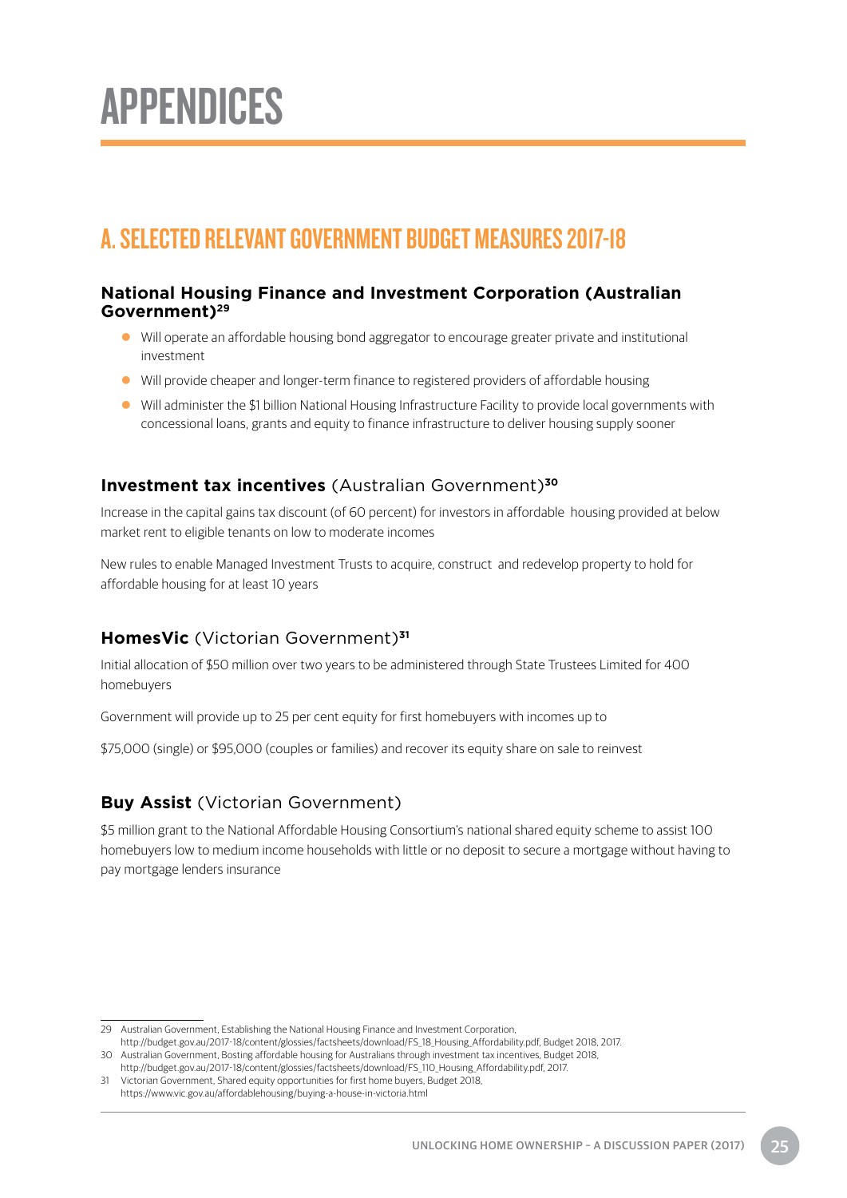# APPENDICES

## A. SELECTED RELEVANT GOVERNMENT BUDGET MEASURES 2017-18

### National Housing Finance and Investment Corporation (Australian Government)[29]

- Will operate an affordable housing bond aggregator to encourage greater private and institutional investment
- Will provide cheaper and longer-term finance to registered providers of affordable housing
- Will administer the $1 billion National Housing Infrastructure Facility to provide local governments with concessional loans, grants and equity to finance infrastructure to deliver housing supply sooner

### **Investment tax incentives** (Australian Government)[30]

Increase in the capital gains tax discount (of 60 percent) for investors in affordable housing provided at below market rent to eligible tenants on low to moderate incomes

New rules to enable Managed Investment Trusts to acquire, construct and redevelop property to hold for affordable housing for at least 10 years

### **HomesVic** (Victorian Government)[31]

Initial allocation of $50 million over two years to be administered through State Trustees Limited for 400 homebuyers

Government will provide up to 25 per cent equity for first homebuyers with incomes up to

$75,000 (single) or $95,000 (couples or families) and recover its equity share on sale to reinvest

### **Buy Assist** (Victorian Government)

$5 million grant to the National Affordable Housing Consortium's national shared equity scheme to assist 100 homebuyers low to medium income households with little or no deposit to secure a mortgage without having to pay mortgage lenders insurance

---

29 Australian Government, Establishing the National Housing Finance and Investment Corporation, http://budget.gov.au/2017-18/content/glossies/factsheets/download/FS_18_Housing_Affordability.pdf, Budget 2018, 2017.

30 Australian Government, Bosting affordable housing for Australians through investment tax incentives, Budget 2018, http://budget.gov.au/2017-18/content/glossies/factsheets/download/FS_110_Housing_Affordability.pdf, 2017.

31 Victorian Government, Shared equity opportunities for first home buyers, Budget 2018, https://www.vic.gov.au/affordablehousing/buying-a-house-in-victoria.html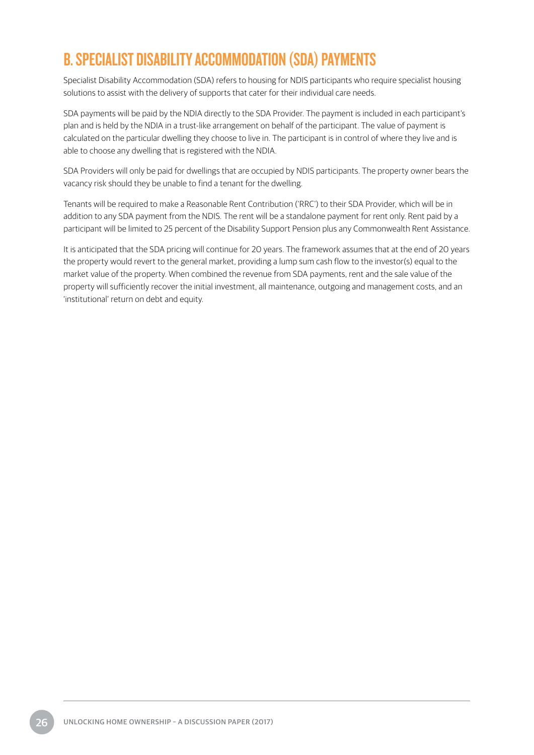## B. SPECIALIST DISABILITY ACCOMMODATION (SDA) PAYMENTS

Specialist Disability Accommodation (SDA) refers to housing for NDIS participants who require specialist housing solutions to assist with the delivery of supports that cater for their individual care needs.

SDA payments will be paid by the NDIA directly to the SDA Provider. The payment is included in each participant's plan and is held by the NDIA in a trust-like arrangement on behalf of the participant. The value of payment is calculated on the particular dwelling they choose to live in. The participant is in control of where they live and is able to choose any dwelling that is registered with the NDIA.

SDA Providers will only be paid for dwellings that are occupied by NDIS participants. The property owner bears the vacancy risk should they be unable to find a tenant for the dwelling.

Tenants will be required to make a Reasonable Rent Contribution ('RRC') to their SDA Provider, which will be in addition to any SDA payment from the NDIS. The rent will be a standalone payment for rent only. Rent paid by a participant will be limited to 25 percent of the Disability Support Pension plus any Commonwealth Rent Assistance.

It is anticipated that the SDA pricing will continue for 20 years. The framework assumes that at the end of 20 years the property would revert to the general market, providing a lump sum cash flow to the investor(s) equal to the market value of the property. When combined the revenue from SDA payments, rent and the sale value of the property will sufficiently recover the initial investment, all maintenance, outgoing and management costs, and an 'institutional' return on debt and equity.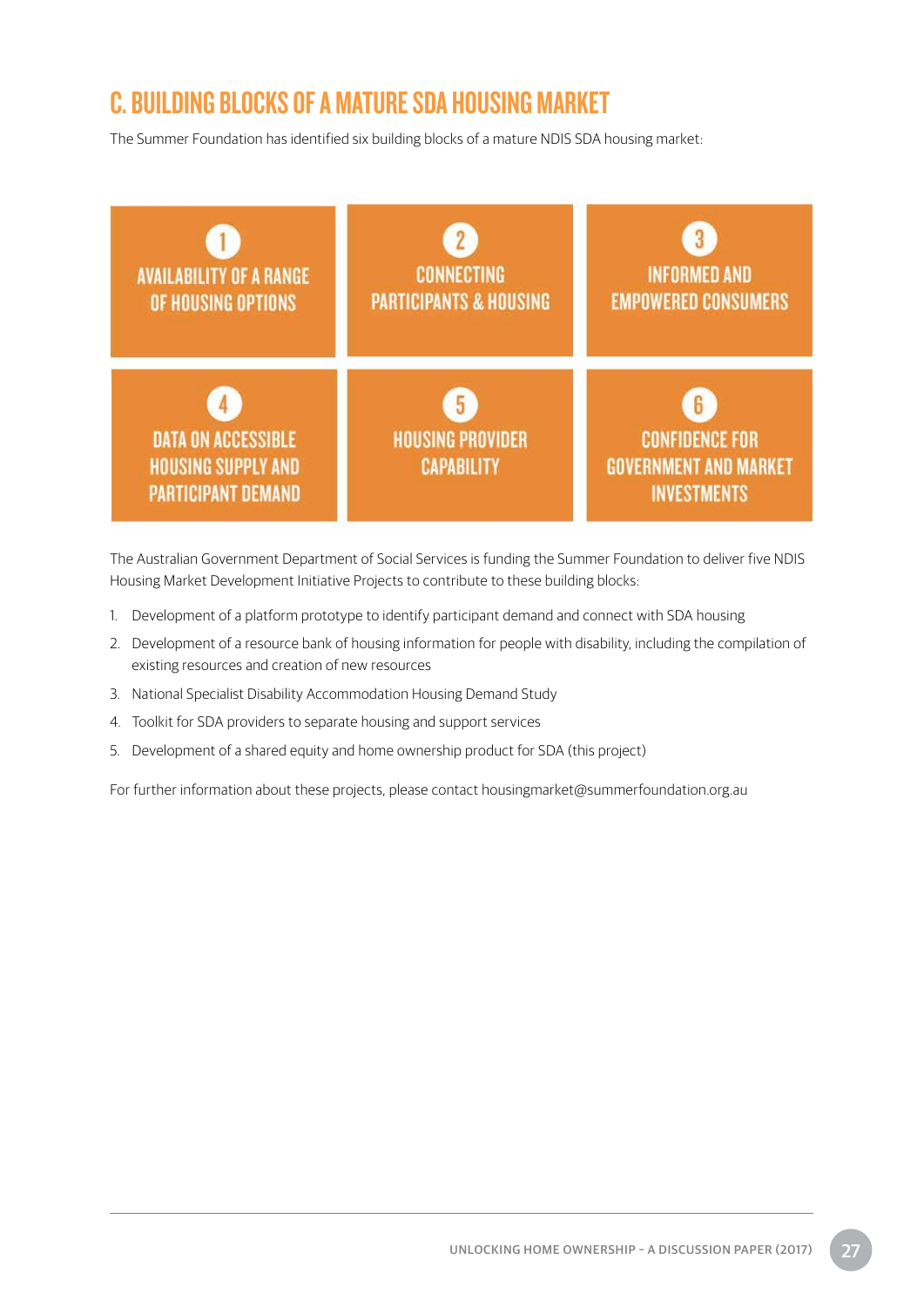## C. BUILDING BLOCKS OF A MATURE SDA HOUSING MARKET

The Summer Foundation has identified six building blocks of a mature NDIS SDA housing market:

1. AVAILABILITY OF A RANGE OF HOUSING OPTIONS
2. CONNECTING PARTICIPANTS & HOUSING
3. INFORMED AND EMPOWERED CONSUMERS
4. DATA ON ACCESSIBLE HOUSING SUPPLY AND PARTICIPANT DEMAND
5. HOUSING PROVIDER CAPABILITY
6. CONFIDENCE FOR GOVERNMENT AND MARKET INVESTMENTS

The Australian Government Department of Social Services is funding the Summer Foundation to deliver five NDIS Housing Market Development Initiative Projects to contribute to these building blocks:

1. Development of a platform prototype to identify participant demand and connect with SDA housing
2. Development of a resource bank of housing information for people with disability, including the compilation of existing resources and creation of new resources
3. National Specialist Disability Accommodation Housing Demand Study
4. Toolkit for SDA providers to separate housing and support services
5. Development of a shared equity and home ownership product for SDA (this project)

For further information about these projects, please contact housingmarket@summerfoundation.org.au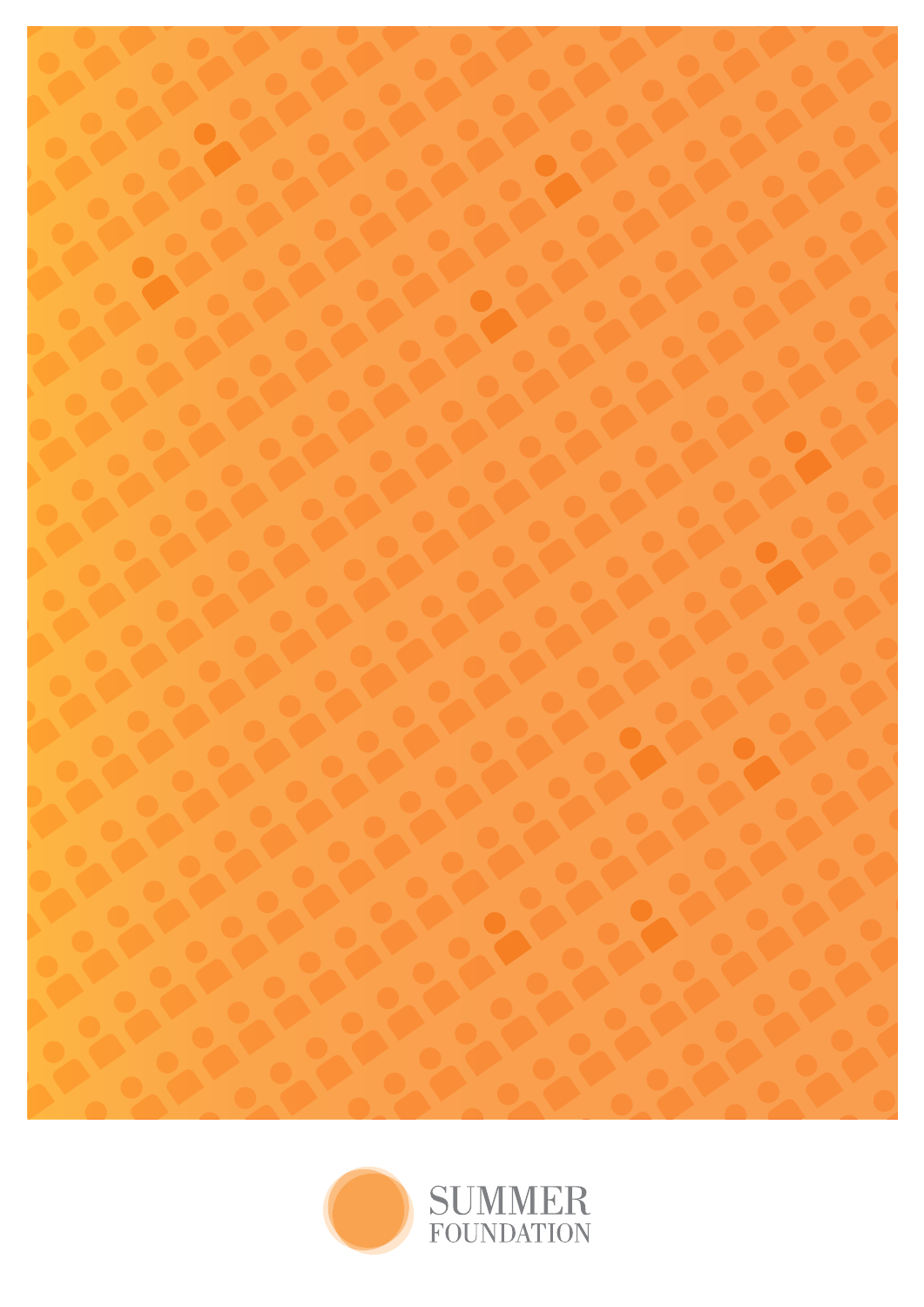SUMMER
FOUNDATION